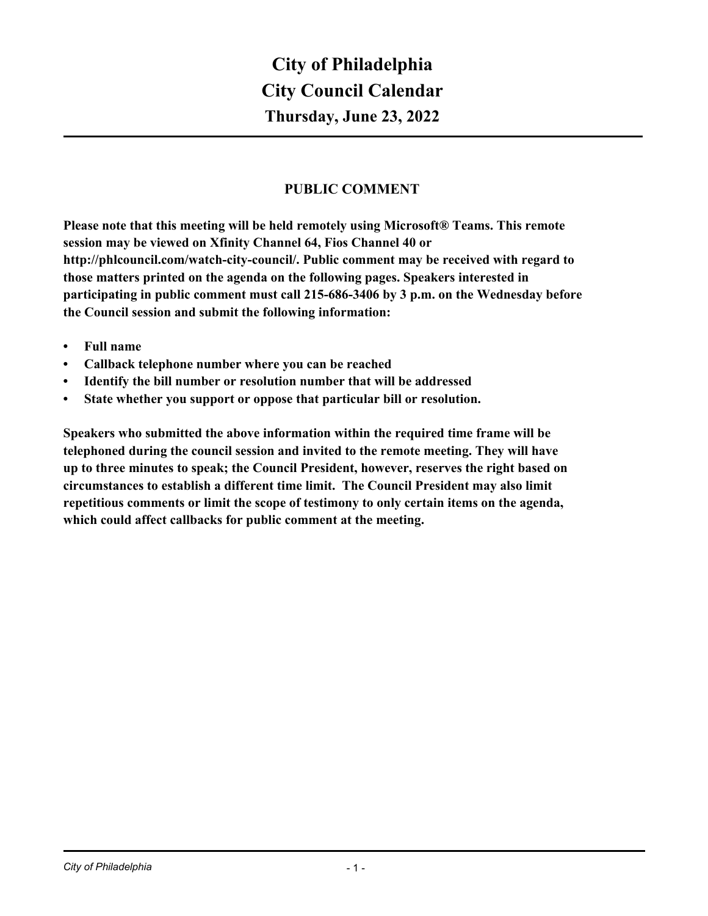# City of Philadelphia
# City Council Calendar
## Thursday, June 23, 2022

---

### PUBLIC COMMENT

**Please note that this meeting will be held remotely using Microsoft® Teams. This remote session may be viewed on Xfinity Channel 64, Fios Channel 40 or http://phlcouncil.com/watch-city-council/. Public comment may be received with regard to those matters printed on the agenda on the following pages. Speakers interested in participating in public comment must call 215-686-3406 by 3 p.m. on the Wednesday before the Council session and submit the following information:**

- **Full name**
- **Callback telephone number where you can be reached**
- **Identify the bill number or resolution number that will be addressed**
- **State whether you support or oppose that particular bill or resolution.**

**Speakers who submitted the above information within the required time frame will be telephoned during the council session and invited to the remote meeting. They will have up to three minutes to speak; the Council President, however, reserves the right based on circumstances to establish a different time limit. The Council President may also limit repetitious comments or limit the scope of testimony to only certain items on the agenda, which could affect callbacks for public comment at the meeting.**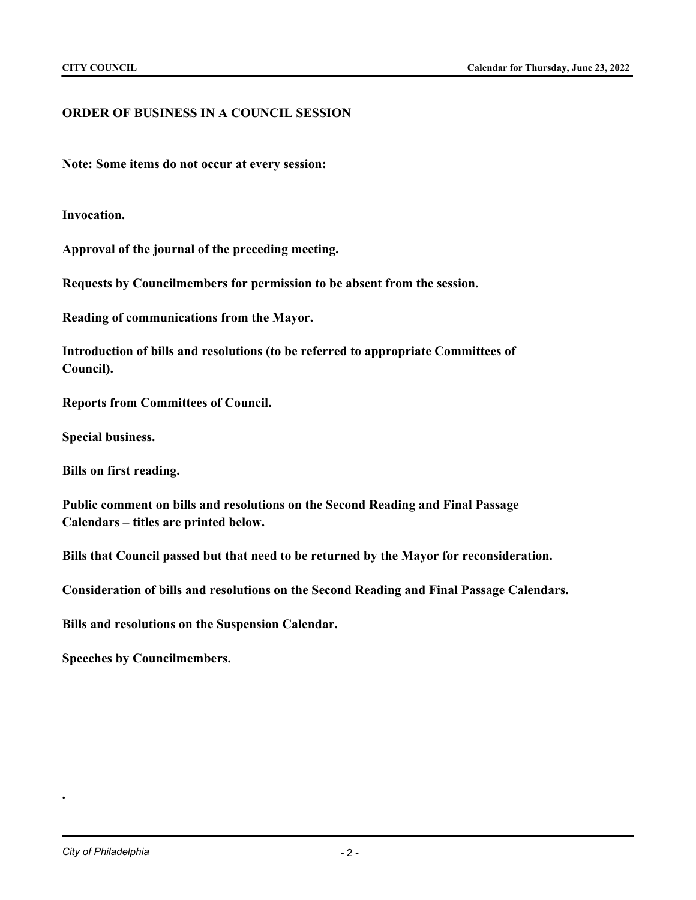## ORDER OF BUSINESS IN A COUNCIL SESSION

**Note: Some items do not occur at every session:**

**Invocation.**

**Approval of the journal of the preceding meeting.**

**Requests by Councilmembers for permission to be absent from the session.**

**Reading of communications from the Mayor.**

**Introduction of bills and resolutions (to be referred to appropriate Committees of Council).**

**Reports from Committees of Council.**

**Special business.**

**Bills on first reading.**

**Public comment on bills and resolutions on the Second Reading and Final Passage Calendars – titles are printed below.**

**Bills that Council passed but that need to be returned by the Mayor for reconsideration.**

**Consideration of bills and resolutions on the Second Reading and Final Passage Calendars.**

**Bills and resolutions on the Suspension Calendar.**

**Speeches by Councilmembers.**

.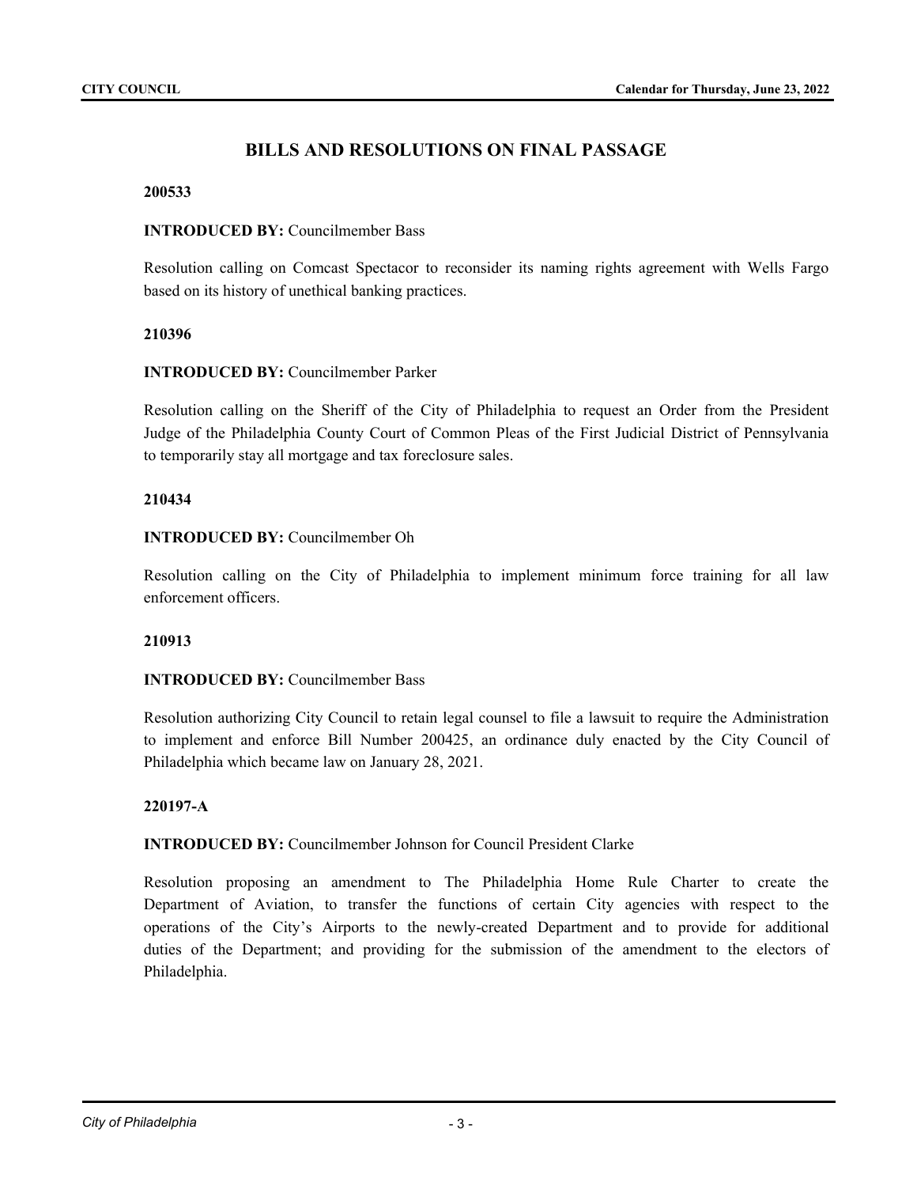## BILLS AND RESOLUTIONS ON FINAL PASSAGE

**200533**

**INTRODUCED BY:** Councilmember Bass

Resolution calling on Comcast Spectacor to reconsider its naming rights agreement with Wells Fargo based on its history of unethical banking practices.

**210396**

**INTRODUCED BY:** Councilmember Parker

Resolution calling on the Sheriff of the City of Philadelphia to request an Order from the President Judge of the Philadelphia County Court of Common Pleas of the First Judicial District of Pennsylvania to temporarily stay all mortgage and tax foreclosure sales.

**210434**

**INTRODUCED BY:** Councilmember Oh

Resolution calling on the City of Philadelphia to implement minimum force training for all law enforcement officers.

**210913**

**INTRODUCED BY:** Councilmember Bass

Resolution authorizing City Council to retain legal counsel to file a lawsuit to require the Administration to implement and enforce Bill Number 200425, an ordinance duly enacted by the City Council of Philadelphia which became law on January 28, 2021.

**220197-A**

**INTRODUCED BY:** Councilmember Johnson for Council President Clarke

Resolution proposing an amendment to The Philadelphia Home Rule Charter to create the Department of Aviation, to transfer the functions of certain City agencies with respect to the operations of the City's Airports to the newly-created Department and to provide for additional duties of the Department; and providing for the submission of the amendment to the electors of Philadelphia.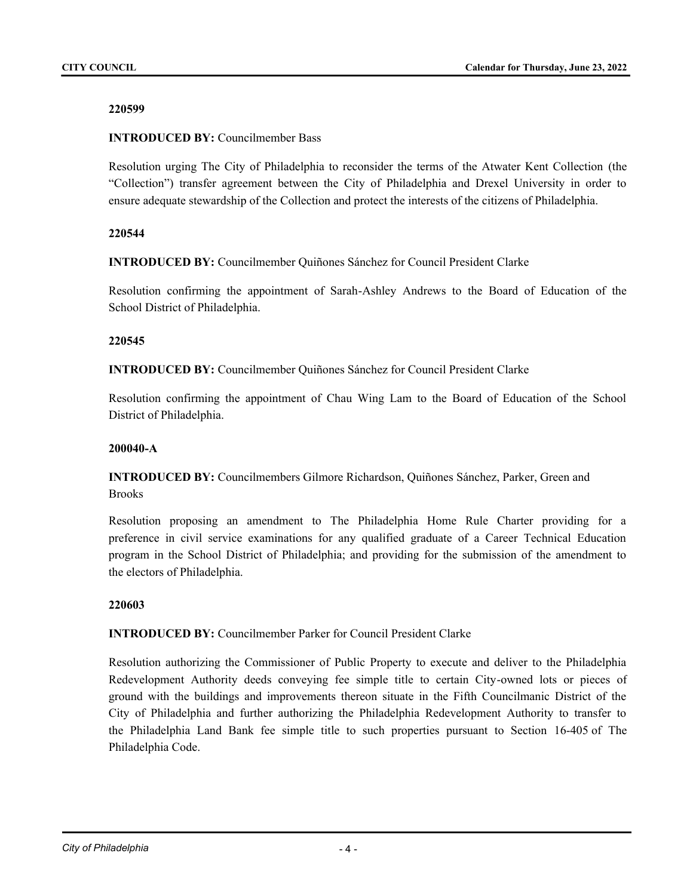**220599**

**INTRODUCED BY:** Councilmember Bass

Resolution urging The City of Philadelphia to reconsider the terms of the Atwater Kent Collection (the "Collection") transfer agreement between the City of Philadelphia and Drexel University in order to ensure adequate stewardship of the Collection and protect the interests of the citizens of Philadelphia.

**220544**

**INTRODUCED BY:** Councilmember Quiñones Sánchez for Council President Clarke

Resolution confirming the appointment of Sarah-Ashley Andrews to the Board of Education of the School District of Philadelphia.

**220545**

**INTRODUCED BY:** Councilmember Quiñones Sánchez for Council President Clarke

Resolution confirming the appointment of Chau Wing Lam to the Board of Education of the School District of Philadelphia.

**200040-A**

**INTRODUCED BY:** Councilmembers Gilmore Richardson, Quiñones Sánchez, Parker, Green and Brooks

Resolution proposing an amendment to The Philadelphia Home Rule Charter providing for a preference in civil service examinations for any qualified graduate of a Career Technical Education program in the School District of Philadelphia; and providing for the submission of the amendment to the electors of Philadelphia.

**220603**

**INTRODUCED BY:** Councilmember Parker for Council President Clarke

Resolution authorizing the Commissioner of Public Property to execute and deliver to the Philadelphia Redevelopment Authority deeds conveying fee simple title to certain City-owned lots or pieces of ground with the buildings and improvements thereon situate in the Fifth Councilmanic District of the City of Philadelphia and further authorizing the Philadelphia Redevelopment Authority to transfer to the Philadelphia Land Bank fee simple title to such properties pursuant to Section 16-405 of The Philadelphia Code.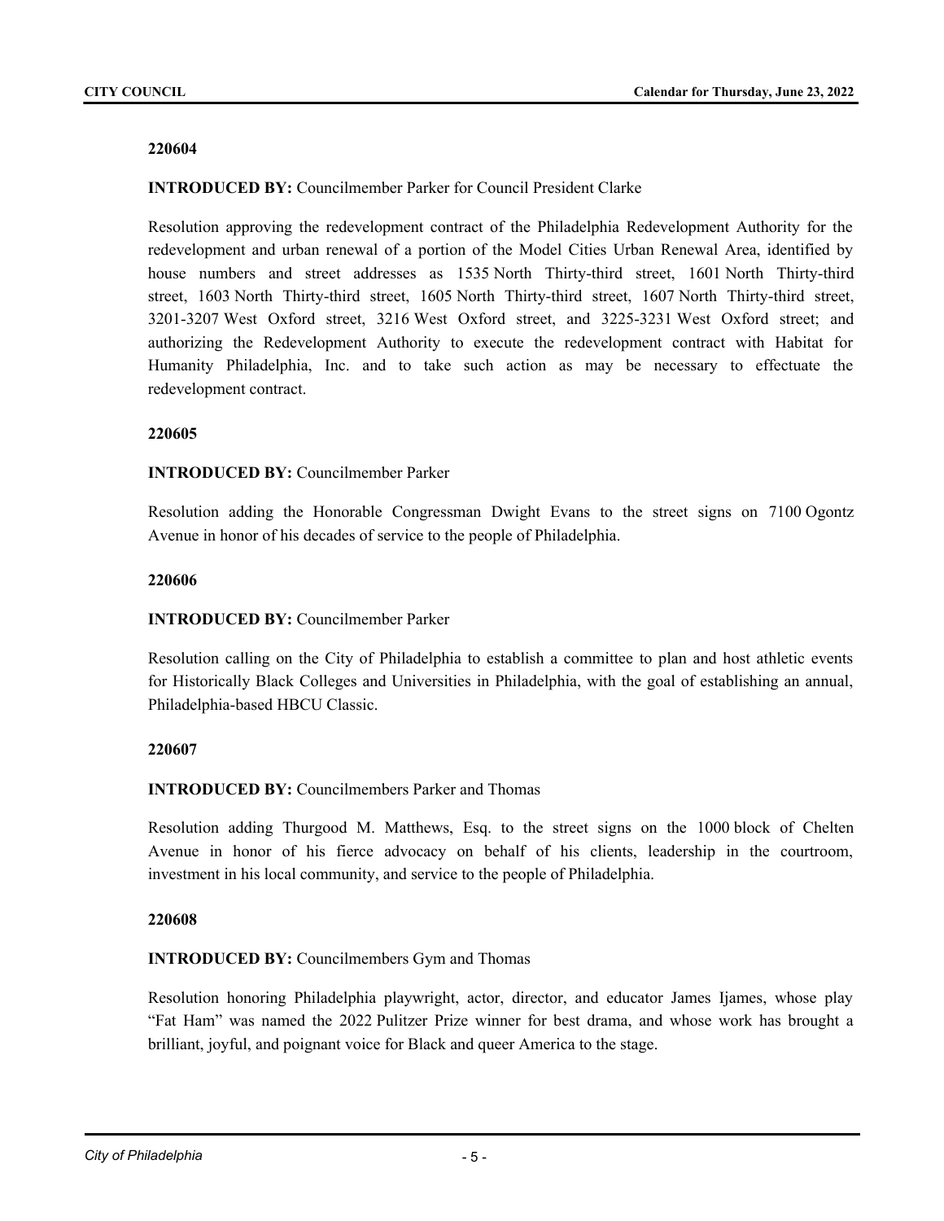**220604**

**INTRODUCED BY:** Councilmember Parker for Council President Clarke

Resolution approving the redevelopment contract of the Philadelphia Redevelopment Authority for the redevelopment and urban renewal of a portion of the Model Cities Urban Renewal Area, identified by house numbers and street addresses as 1535 North Thirty-third street, 1601 North Thirty-third street, 1603 North Thirty-third street, 1605 North Thirty-third street, 1607 North Thirty-third street, 3201-3207 West Oxford street, 3216 West Oxford street, and 3225-3231 West Oxford street; and authorizing the Redevelopment Authority to execute the redevelopment contract with Habitat for Humanity Philadelphia, Inc. and to take such action as may be necessary to effectuate the redevelopment contract.

**220605**

**INTRODUCED BY:** Councilmember Parker

Resolution adding the Honorable Congressman Dwight Evans to the street signs on 7100 Ogontz Avenue in honor of his decades of service to the people of Philadelphia.

**220606**

**INTRODUCED BY:** Councilmember Parker

Resolution calling on the City of Philadelphia to establish a committee to plan and host athletic events for Historically Black Colleges and Universities in Philadelphia, with the goal of establishing an annual, Philadelphia-based HBCU Classic.

**220607**

**INTRODUCED BY:** Councilmembers Parker and Thomas

Resolution adding Thurgood M. Matthews, Esq. to the street signs on the 1000 block of Chelten Avenue in honor of his fierce advocacy on behalf of his clients, leadership in the courtroom, investment in his local community, and service to the people of Philadelphia.

**220608**

**INTRODUCED BY:** Councilmembers Gym and Thomas

Resolution honoring Philadelphia playwright, actor, director, and educator James Ijames, whose play "Fat Ham" was named the 2022 Pulitzer Prize winner for best drama, and whose work has brought a brilliant, joyful, and poignant voice for Black and queer America to the stage.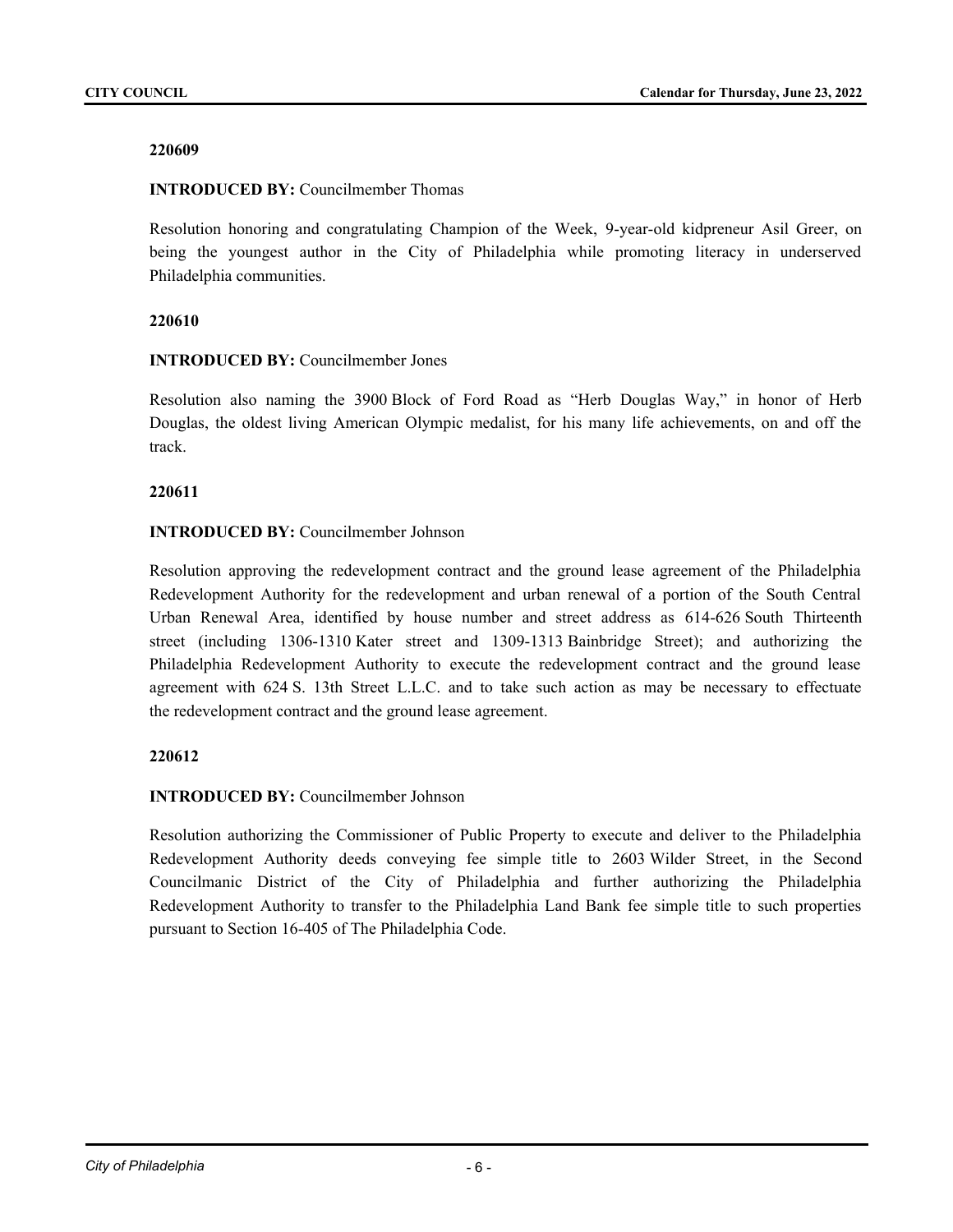**220609**

**INTRODUCED BY:** Councilmember Thomas

Resolution honoring and congratulating Champion of the Week, 9-year-old kidpreneur Asil Greer, on being the youngest author in the City of Philadelphia while promoting literacy in underserved Philadelphia communities.

**220610**

**INTRODUCED BY:** Councilmember Jones

Resolution also naming the 3900 Block of Ford Road as "Herb Douglas Way," in honor of Herb Douglas, the oldest living American Olympic medalist, for his many life achievements, on and off the track.

**220611**

**INTRODUCED BY:** Councilmember Johnson

Resolution approving the redevelopment contract and the ground lease agreement of the Philadelphia Redevelopment Authority for the redevelopment and urban renewal of a portion of the South Central Urban Renewal Area, identified by house number and street address as 614-626 South Thirteenth street (including 1306-1310 Kater street and 1309-1313 Bainbridge Street); and authorizing the Philadelphia Redevelopment Authority to execute the redevelopment contract and the ground lease agreement with 624 S. 13th Street L.L.C. and to take such action as may be necessary to effectuate the redevelopment contract and the ground lease agreement.

**220612**

**INTRODUCED BY:** Councilmember Johnson

Resolution authorizing the Commissioner of Public Property to execute and deliver to the Philadelphia Redevelopment Authority deeds conveying fee simple title to 2603 Wilder Street, in the Second Councilmanic District of the City of Philadelphia and further authorizing the Philadelphia Redevelopment Authority to transfer to the Philadelphia Land Bank fee simple title to such properties pursuant to Section 16-405 of The Philadelphia Code.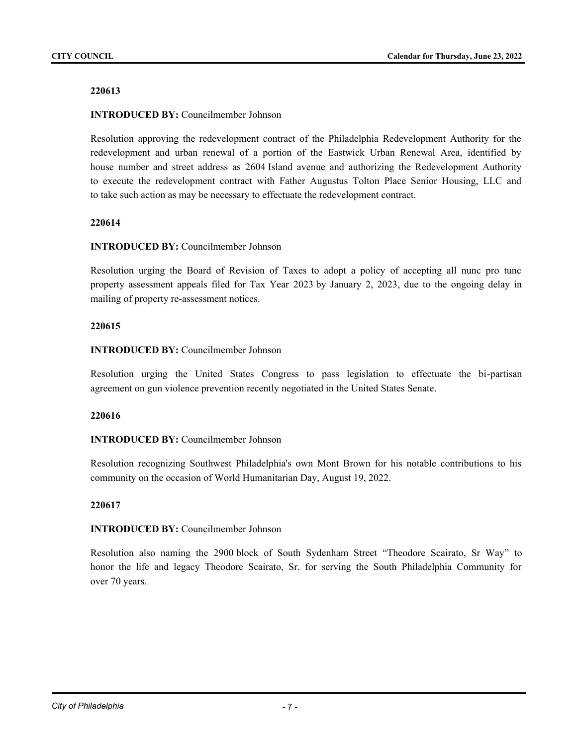**220613**

**INTRODUCED BY:** Councilmember Johnson

Resolution approving the redevelopment contract of the Philadelphia Redevelopment Authority for the redevelopment and urban renewal of a portion of the Eastwick Urban Renewal Area, identified by house number and street address as 2604 Island avenue and authorizing the Redevelopment Authority to execute the redevelopment contract with Father Augustus Tolton Place Senior Housing, LLC and to take such action as may be necessary to effectuate the redevelopment contract.

**220614**

**INTRODUCED BY:** Councilmember Johnson

Resolution urging the Board of Revision of Taxes to adopt a policy of accepting all nunc pro tunc property assessment appeals filed for Tax Year 2023 by January 2, 2023, due to the ongoing delay in mailing of property re-assessment notices.

**220615**

**INTRODUCED BY:** Councilmember Johnson

Resolution urging the United States Congress to pass legislation to effectuate the bi-partisan agreement on gun violence prevention recently negotiated in the United States Senate.

**220616**

**INTRODUCED BY:** Councilmember Johnson

Resolution recognizing Southwest Philadelphia's own Mont Brown for his notable contributions to his community on the occasion of World Humanitarian Day, August 19, 2022.

**220617**

**INTRODUCED BY:** Councilmember Johnson

Resolution also naming the 2900 block of South Sydenham Street "Theodore Scairato, Sr Way" to honor the life and legacy Theodore Scairato, Sr. for serving the South Philadelphia Community for over 70 years.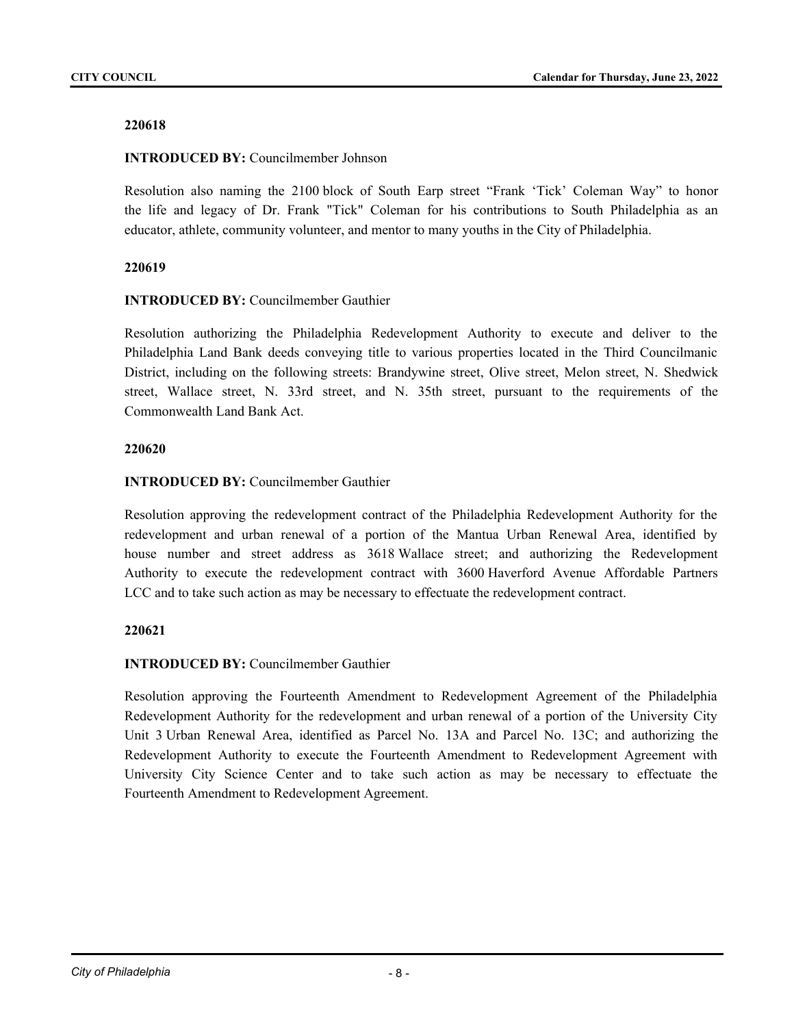**220618**

**INTRODUCED BY:** Councilmember Johnson

Resolution also naming the 2100 block of South Earp street "Frank 'Tick' Coleman Way" to honor the life and legacy of Dr. Frank "Tick" Coleman for his contributions to South Philadelphia as an educator, athlete, community volunteer, and mentor to many youths in the City of Philadelphia.

**220619**

**INTRODUCED BY:** Councilmember Gauthier

Resolution authorizing the Philadelphia Redevelopment Authority to execute and deliver to the Philadelphia Land Bank deeds conveying title to various properties located in the Third Councilmanic District, including on the following streets: Brandywine street, Olive street, Melon street, N. Shedwick street, Wallace street, N. 33rd street, and N. 35th street, pursuant to the requirements of the Commonwealth Land Bank Act.

**220620**

**INTRODUCED BY:** Councilmember Gauthier

Resolution approving the redevelopment contract of the Philadelphia Redevelopment Authority for the redevelopment and urban renewal of a portion of the Mantua Urban Renewal Area, identified by house number and street address as 3618 Wallace street; and authorizing the Redevelopment Authority to execute the redevelopment contract with 3600 Haverford Avenue Affordable Partners LCC and to take such action as may be necessary to effectuate the redevelopment contract.

**220621**

**INTRODUCED BY:** Councilmember Gauthier

Resolution approving the Fourteenth Amendment to Redevelopment Agreement of the Philadelphia Redevelopment Authority for the redevelopment and urban renewal of a portion of the University City Unit 3 Urban Renewal Area, identified as Parcel No. 13A and Parcel No. 13C; and authorizing the Redevelopment Authority to execute the Fourteenth Amendment to Redevelopment Agreement with University City Science Center and to take such action as may be necessary to effectuate the Fourteenth Amendment to Redevelopment Agreement.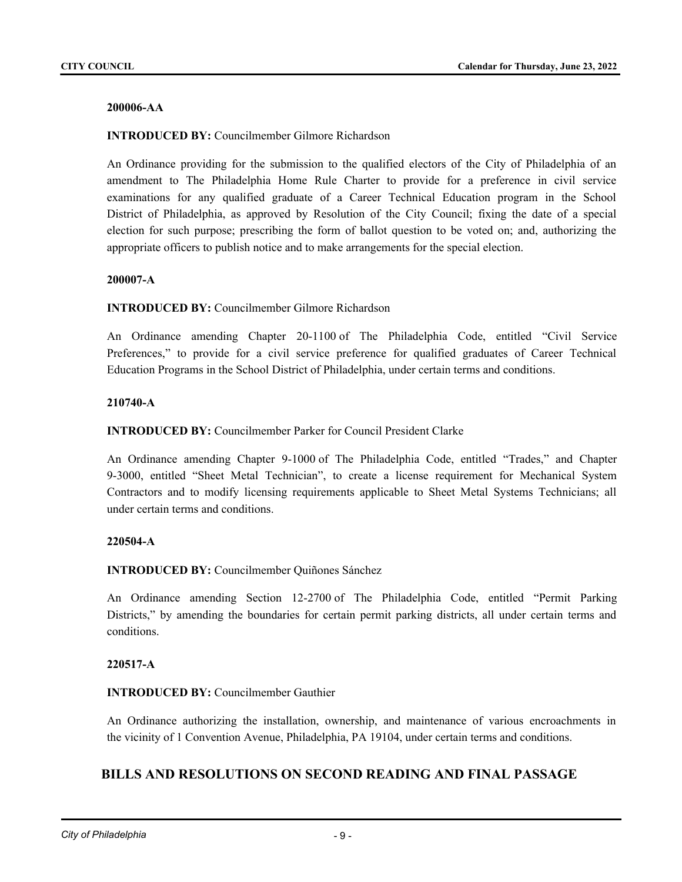**200006-AA**

**INTRODUCED BY:** Councilmember Gilmore Richardson

An Ordinance providing for the submission to the qualified electors of the City of Philadelphia of an amendment to The Philadelphia Home Rule Charter to provide for a preference in civil service examinations for any qualified graduate of a Career Technical Education program in the School District of Philadelphia, as approved by Resolution of the City Council; fixing the date of a special election for such purpose; prescribing the form of ballot question to be voted on; and, authorizing the appropriate officers to publish notice and to make arrangements for the special election.

**200007-A**

**INTRODUCED BY:** Councilmember Gilmore Richardson

An Ordinance amending Chapter 20-1100 of The Philadelphia Code, entitled "Civil Service Preferences," to provide for a civil service preference for qualified graduates of Career Technical Education Programs in the School District of Philadelphia, under certain terms and conditions.

**210740-A**

**INTRODUCED BY:** Councilmember Parker for Council President Clarke

An Ordinance amending Chapter 9-1000 of The Philadelphia Code, entitled "Trades," and Chapter 9-3000, entitled "Sheet Metal Technician", to create a license requirement for Mechanical System Contractors and to modify licensing requirements applicable to Sheet Metal Systems Technicians; all under certain terms and conditions.

**220504-A**

**INTRODUCED BY:** Councilmember Quiñones Sánchez

An Ordinance amending Section 12-2700 of The Philadelphia Code, entitled "Permit Parking Districts," by amending the boundaries for certain permit parking districts, all under certain terms and conditions.

**220517-A**

**INTRODUCED BY:** Councilmember Gauthier

An Ordinance authorizing the installation, ownership, and maintenance of various encroachments in the vicinity of 1 Convention Avenue, Philadelphia, PA 19104, under certain terms and conditions.

## BILLS AND RESOLUTIONS ON SECOND READING AND FINAL PASSAGE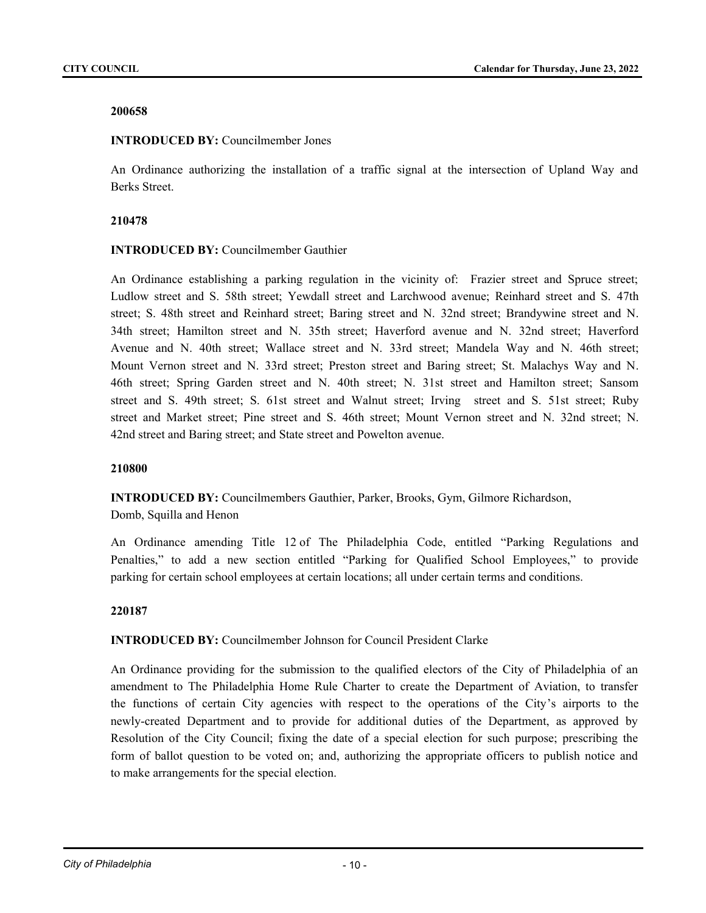**200658**

**INTRODUCED BY:** Councilmember Jones

An Ordinance authorizing the installation of a traffic signal at the intersection of Upland Way and Berks Street.

**210478**

**INTRODUCED BY:** Councilmember Gauthier

An Ordinance establishing a parking regulation in the vicinity of: Frazier street and Spruce street; Ludlow street and S. 58th street; Yewdall street and Larchwood avenue; Reinhard street and S. 47th street; S. 48th street and Reinhard street; Baring street and N. 32nd street; Brandywine street and N. 34th street; Hamilton street and N. 35th street; Haverford avenue and N. 32nd street; Haverford Avenue and N. 40th street; Wallace street and N. 33rd street; Mandela Way and N. 46th street; Mount Vernon street and N. 33rd street; Preston street and Baring street; St. Malachys Way and N. 46th street; Spring Garden street and N. 40th street; N. 31st street and Hamilton street; Sansom street and S. 49th street; S. 61st street and Walnut street; Irving street and S. 51st street; Ruby street and Market street; Pine street and S. 46th street; Mount Vernon street and N. 32nd street; N. 42nd street and Baring street; and State street and Powelton avenue.

**210800**

**INTRODUCED BY:** Councilmembers Gauthier, Parker, Brooks, Gym, Gilmore Richardson, Domb, Squilla and Henon

An Ordinance amending Title 12 of The Philadelphia Code, entitled "Parking Regulations and Penalties," to add a new section entitled "Parking for Qualified School Employees," to provide parking for certain school employees at certain locations; all under certain terms and conditions.

**220187**

**INTRODUCED BY:** Councilmember Johnson for Council President Clarke

An Ordinance providing for the submission to the qualified electors of the City of Philadelphia of an amendment to The Philadelphia Home Rule Charter to create the Department of Aviation, to transfer the functions of certain City agencies with respect to the operations of the City's airports to the newly-created Department and to provide for additional duties of the Department, as approved by Resolution of the City Council; fixing the date of a special election for such purpose; prescribing the form of ballot question to be voted on; and, authorizing the appropriate officers to publish notice and to make arrangements for the special election.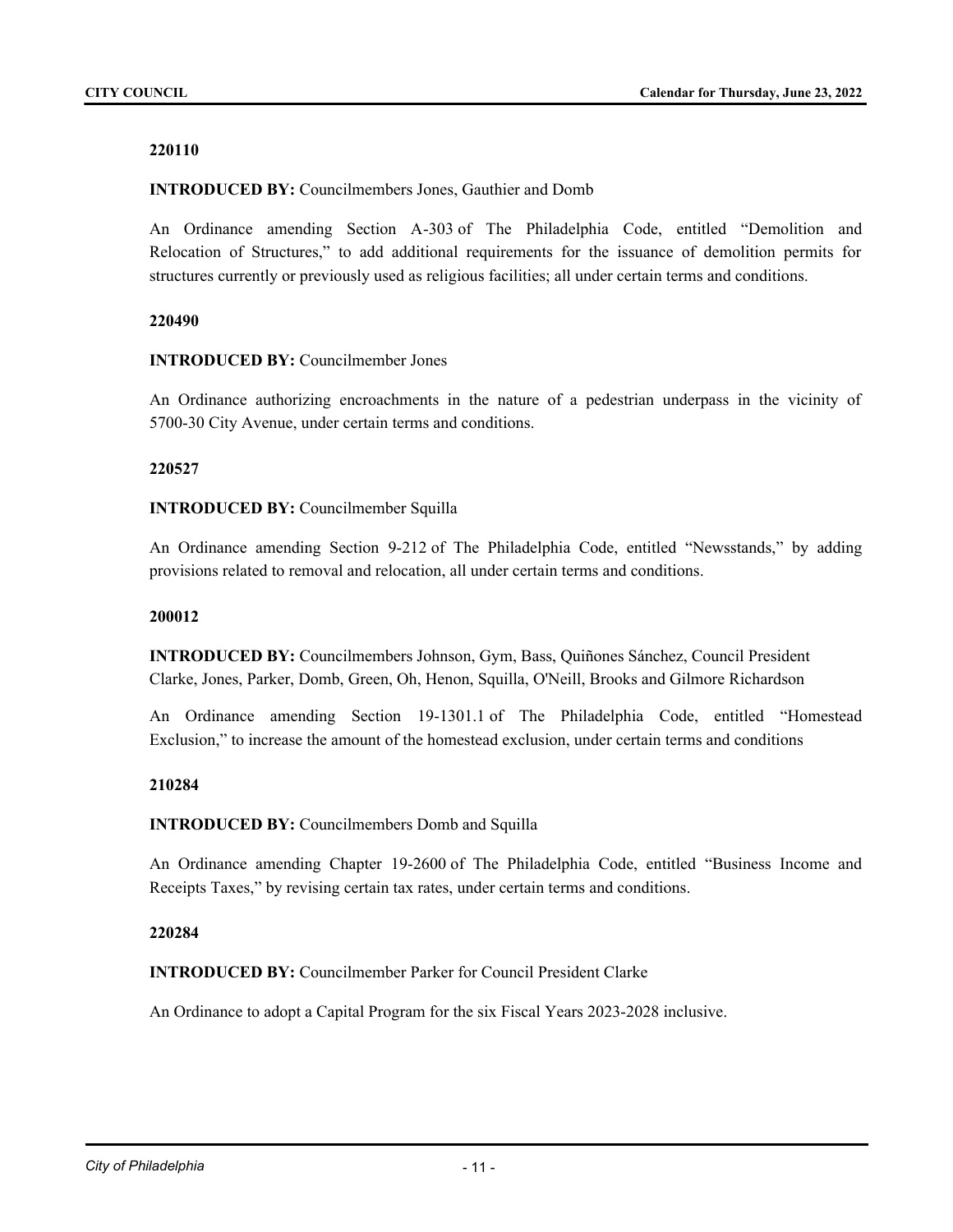**220110**

**INTRODUCED BY:** Councilmembers Jones, Gauthier and Domb

An Ordinance amending Section A-303 of The Philadelphia Code, entitled "Demolition and Relocation of Structures," to add additional requirements for the issuance of demolition permits for structures currently or previously used as religious facilities; all under certain terms and conditions.

**220490**

**INTRODUCED BY:** Councilmember Jones

An Ordinance authorizing encroachments in the nature of a pedestrian underpass in the vicinity of 5700-30 City Avenue, under certain terms and conditions.

**220527**

**INTRODUCED BY:** Councilmember Squilla

An Ordinance amending Section 9-212 of The Philadelphia Code, entitled "Newsstands," by adding provisions related to removal and relocation, all under certain terms and conditions.

**200012**

**INTRODUCED BY:** Councilmembers Johnson, Gym, Bass, Quiñones Sánchez, Council President Clarke, Jones, Parker, Domb, Green, Oh, Henon, Squilla, O'Neill, Brooks and Gilmore Richardson

An Ordinance amending Section 19-1301.1 of The Philadelphia Code, entitled "Homestead Exclusion," to increase the amount of the homestead exclusion, under certain terms and conditions

**210284**

**INTRODUCED BY:** Councilmembers Domb and Squilla

An Ordinance amending Chapter 19-2600 of The Philadelphia Code, entitled "Business Income and Receipts Taxes," by revising certain tax rates, under certain terms and conditions.

**220284**

**INTRODUCED BY:** Councilmember Parker for Council President Clarke

An Ordinance to adopt a Capital Program for the six Fiscal Years 2023-2028 inclusive.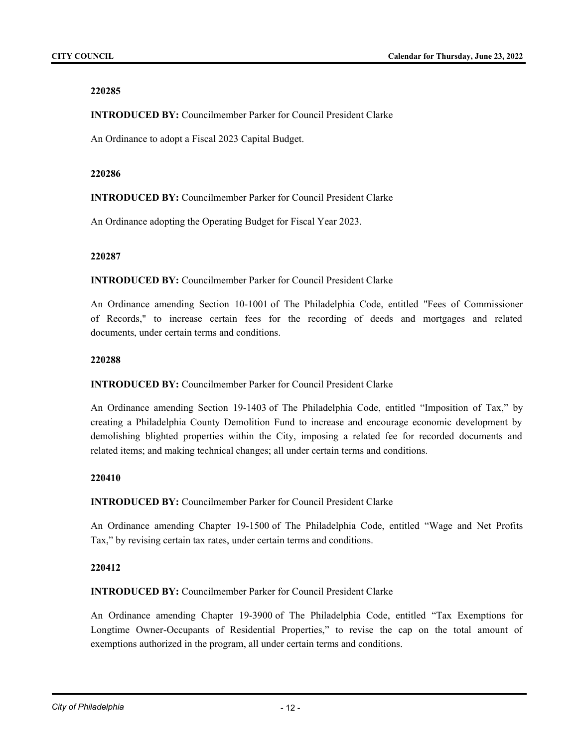**220285**

**INTRODUCED BY:** Councilmember Parker for Council President Clarke

An Ordinance to adopt a Fiscal 2023 Capital Budget.

**220286**

**INTRODUCED BY:** Councilmember Parker for Council President Clarke

An Ordinance adopting the Operating Budget for Fiscal Year 2023.

**220287**

**INTRODUCED BY:** Councilmember Parker for Council President Clarke

An Ordinance amending Section 10-1001 of The Philadelphia Code, entitled "Fees of Commissioner of Records," to increase certain fees for the recording of deeds and mortgages and related documents, under certain terms and conditions.

**220288**

**INTRODUCED BY:** Councilmember Parker for Council President Clarke

An Ordinance amending Section 19-1403 of The Philadelphia Code, entitled "Imposition of Tax," by creating a Philadelphia County Demolition Fund to increase and encourage economic development by demolishing blighted properties within the City, imposing a related fee for recorded documents and related items; and making technical changes; all under certain terms and conditions.

**220410**

**INTRODUCED BY:** Councilmember Parker for Council President Clarke

An Ordinance amending Chapter 19-1500 of The Philadelphia Code, entitled "Wage and Net Profits Tax," by revising certain tax rates, under certain terms and conditions.

**220412**

**INTRODUCED BY:** Councilmember Parker for Council President Clarke

An Ordinance amending Chapter 19-3900 of The Philadelphia Code, entitled "Tax Exemptions for Longtime Owner-Occupants of Residential Properties," to revise the cap on the total amount of exemptions authorized in the program, all under certain terms and conditions.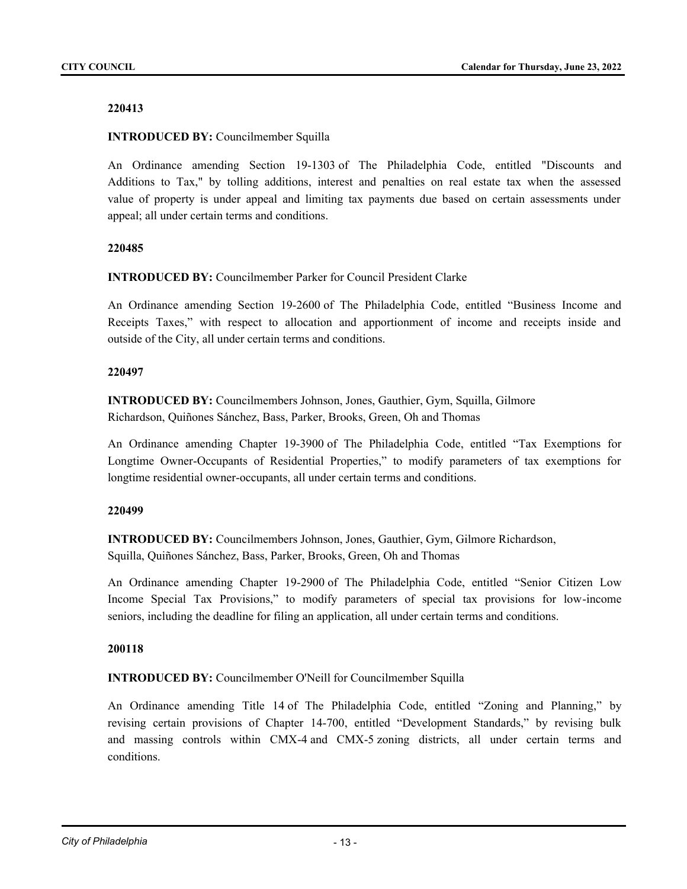**220413**

**INTRODUCED BY:** Councilmember Squilla

An Ordinance amending Section 19-1303 of The Philadelphia Code, entitled "Discounts and Additions to Tax," by tolling additions, interest and penalties on real estate tax when the assessed value of property is under appeal and limiting tax payments due based on certain assessments under appeal; all under certain terms and conditions.

**220485**

**INTRODUCED BY:** Councilmember Parker for Council President Clarke

An Ordinance amending Section 19-2600 of The Philadelphia Code, entitled "Business Income and Receipts Taxes," with respect to allocation and apportionment of income and receipts inside and outside of the City, all under certain terms and conditions.

**220497**

**INTRODUCED BY:** Councilmembers Johnson, Jones, Gauthier, Gym, Squilla, Gilmore Richardson, Quiñones Sánchez, Bass, Parker, Brooks, Green, Oh and Thomas

An Ordinance amending Chapter 19-3900 of The Philadelphia Code, entitled "Tax Exemptions for Longtime Owner-Occupants of Residential Properties," to modify parameters of tax exemptions for longtime residential owner-occupants, all under certain terms and conditions.

**220499**

**INTRODUCED BY:** Councilmembers Johnson, Jones, Gauthier, Gym, Gilmore Richardson, Squilla, Quiñones Sánchez, Bass, Parker, Brooks, Green, Oh and Thomas

An Ordinance amending Chapter 19-2900 of The Philadelphia Code, entitled "Senior Citizen Low Income Special Tax Provisions," to modify parameters of special tax provisions for low-income seniors, including the deadline for filing an application, all under certain terms and conditions.

**200118**

**INTRODUCED BY:** Councilmember O'Neill for Councilmember Squilla

An Ordinance amending Title 14 of The Philadelphia Code, entitled "Zoning and Planning," by revising certain provisions of Chapter 14-700, entitled "Development Standards," by revising bulk and massing controls within CMX-4 and CMX-5 zoning districts, all under certain terms and conditions.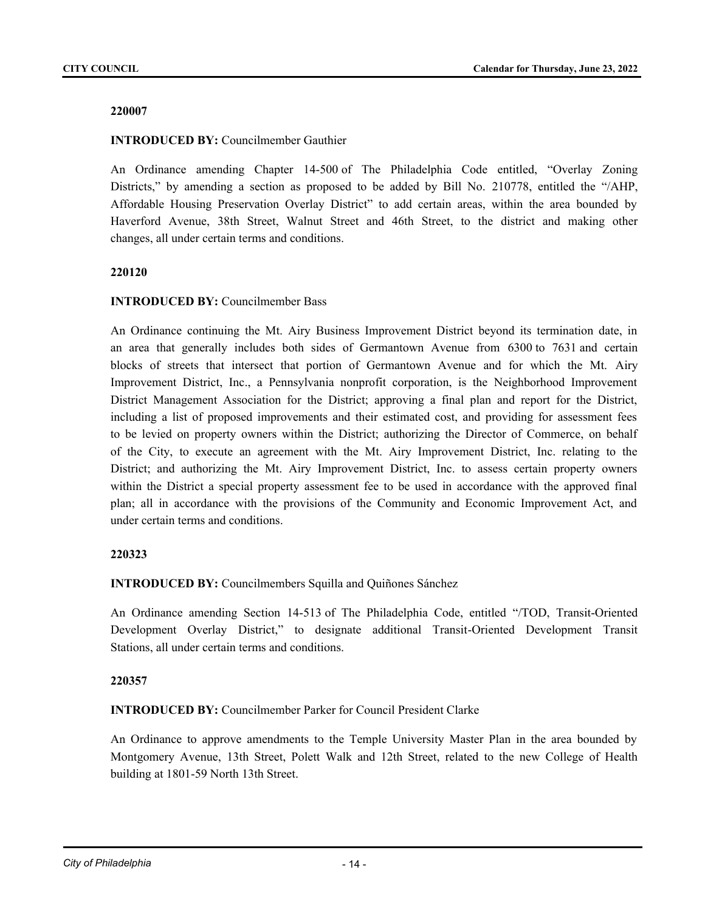**220007**

**INTRODUCED BY:** Councilmember Gauthier

An Ordinance amending Chapter 14-500 of The Philadelphia Code entitled, "Overlay Zoning Districts," by amending a section as proposed to be added by Bill No. 210778, entitled the "/AHP, Affordable Housing Preservation Overlay District" to add certain areas, within the area bounded by Haverford Avenue, 38th Street, Walnut Street and 46th Street, to the district and making other changes, all under certain terms and conditions.

**220120**

**INTRODUCED BY:** Councilmember Bass

An Ordinance continuing the Mt. Airy Business Improvement District beyond its termination date, in an area that generally includes both sides of Germantown Avenue from 6300 to 7631 and certain blocks of streets that intersect that portion of Germantown Avenue and for which the Mt. Airy Improvement District, Inc., a Pennsylvania nonprofit corporation, is the Neighborhood Improvement District Management Association for the District; approving a final plan and report for the District, including a list of proposed improvements and their estimated cost, and providing for assessment fees to be levied on property owners within the District; authorizing the Director of Commerce, on behalf of the City, to execute an agreement with the Mt. Airy Improvement District, Inc. relating to the District; and authorizing the Mt. Airy Improvement District, Inc. to assess certain property owners within the District a special property assessment fee to be used in accordance with the approved final plan; all in accordance with the provisions of the Community and Economic Improvement Act, and under certain terms and conditions.

**220323**

**INTRODUCED BY:** Councilmembers Squilla and Quiñones Sánchez

An Ordinance amending Section 14-513 of The Philadelphia Code, entitled "/TOD, Transit-Oriented Development Overlay District," to designate additional Transit-Oriented Development Transit Stations, all under certain terms and conditions.

**220357**

**INTRODUCED BY:** Councilmember Parker for Council President Clarke

An Ordinance to approve amendments to the Temple University Master Plan in the area bounded by Montgomery Avenue, 13th Street, Polett Walk and 12th Street, related to the new College of Health building at 1801-59 North 13th Street.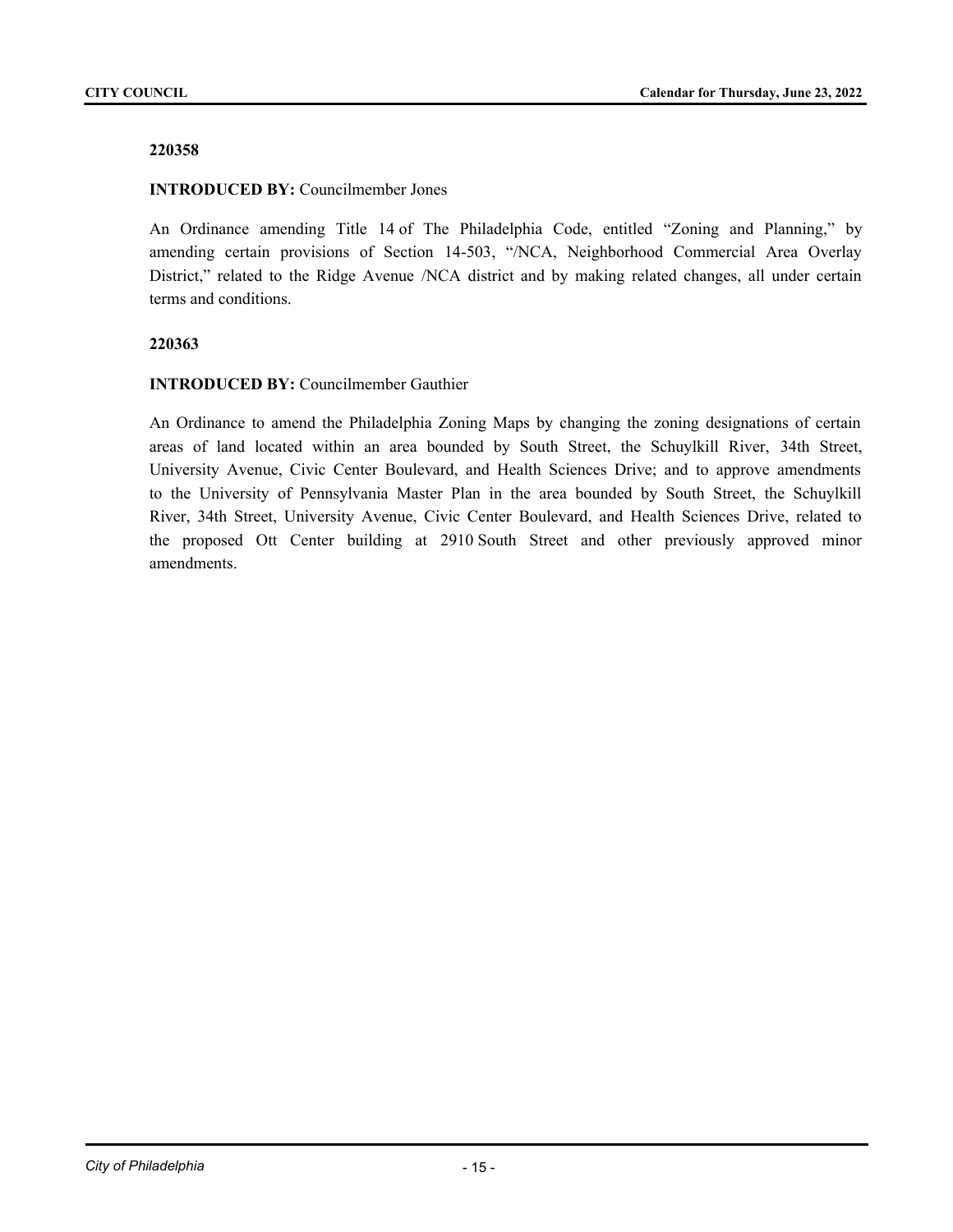**220358**

**INTRODUCED BY:** Councilmember Jones

An Ordinance amending Title 14 of The Philadelphia Code, entitled "Zoning and Planning," by amending certain provisions of Section 14-503, "/NCA, Neighborhood Commercial Area Overlay District," related to the Ridge Avenue /NCA district and by making related changes, all under certain terms and conditions.

**220363**

**INTRODUCED BY:** Councilmember Gauthier

An Ordinance to amend the Philadelphia Zoning Maps by changing the zoning designations of certain areas of land located within an area bounded by South Street, the Schuylkill River, 34th Street, University Avenue, Civic Center Boulevard, and Health Sciences Drive; and to approve amendments to the University of Pennsylvania Master Plan in the area bounded by South Street, the Schuylkill River, 34th Street, University Avenue, Civic Center Boulevard, and Health Sciences Drive, related to the proposed Ott Center building at 2910 South Street and other previously approved minor amendments.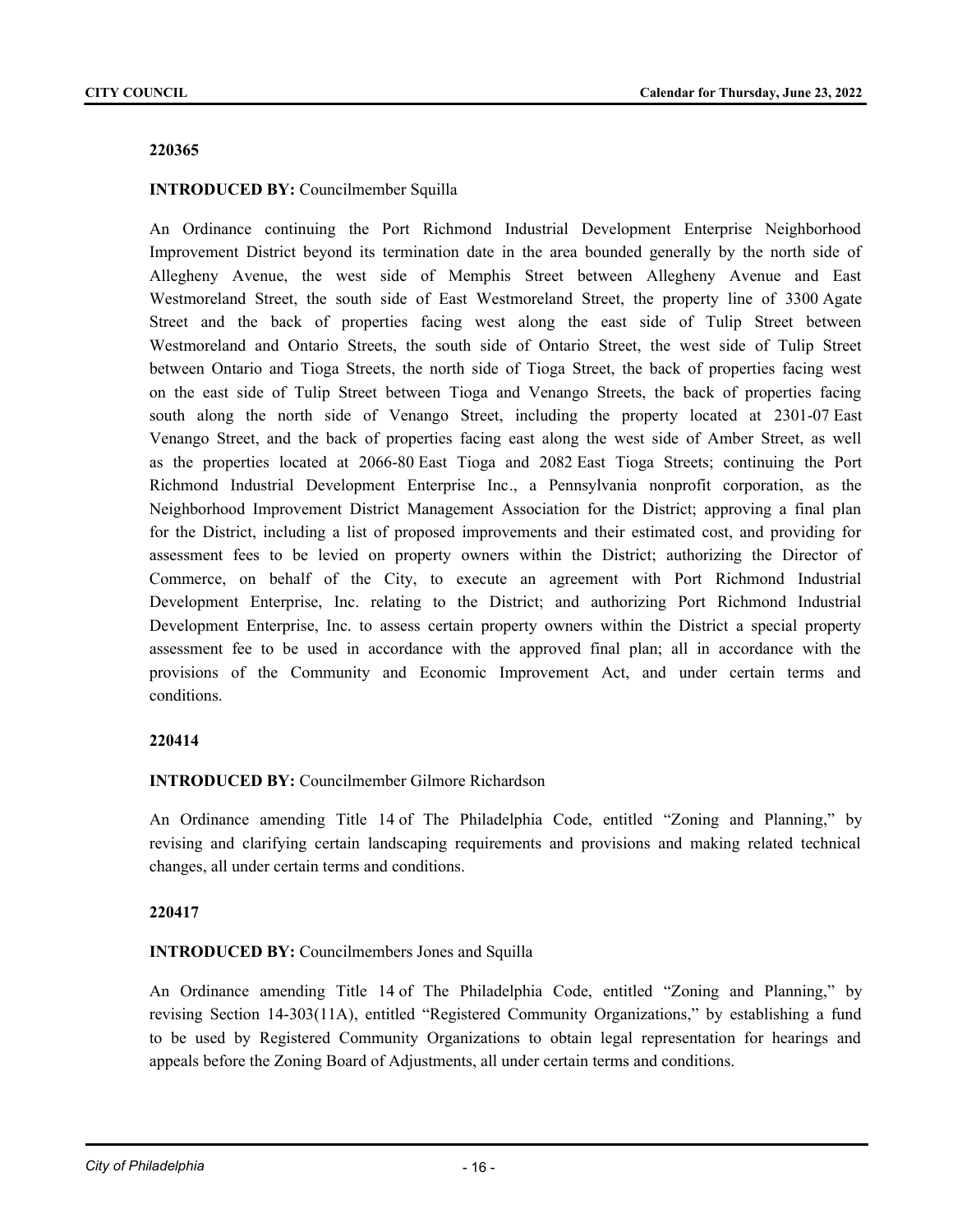**220365**

**INTRODUCED BY:** Councilmember Squilla

An Ordinance continuing the Port Richmond Industrial Development Enterprise Neighborhood Improvement District beyond its termination date in the area bounded generally by the north side of Allegheny Avenue, the west side of Memphis Street between Allegheny Avenue and East Westmoreland Street, the south side of East Westmoreland Street, the property line of 3300 Agate Street and the back of properties facing west along the east side of Tulip Street between Westmoreland and Ontario Streets, the south side of Ontario Street, the west side of Tulip Street between Ontario and Tioga Streets, the north side of Tioga Street, the back of properties facing west on the east side of Tulip Street between Tioga and Venango Streets, the back of properties facing south along the north side of Venango Street, including the property located at 2301-07 East Venango Street, and the back of properties facing east along the west side of Amber Street, as well as the properties located at 2066-80 East Tioga and 2082 East Tioga Streets; continuing the Port Richmond Industrial Development Enterprise Inc., a Pennsylvania nonprofit corporation, as the Neighborhood Improvement District Management Association for the District; approving a final plan for the District, including a list of proposed improvements and their estimated cost, and providing for assessment fees to be levied on property owners within the District; authorizing the Director of Commerce, on behalf of the City, to execute an agreement with Port Richmond Industrial Development Enterprise, Inc. relating to the District; and authorizing Port Richmond Industrial Development Enterprise, Inc. to assess certain property owners within the District a special property assessment fee to be used in accordance with the approved final plan; all in accordance with the provisions of the Community and Economic Improvement Act, and under certain terms and conditions.

**220414**

**INTRODUCED BY:** Councilmember Gilmore Richardson

An Ordinance amending Title 14 of The Philadelphia Code, entitled "Zoning and Planning," by revising and clarifying certain landscaping requirements and provisions and making related technical changes, all under certain terms and conditions.

**220417**

**INTRODUCED BY:** Councilmembers Jones and Squilla

An Ordinance amending Title 14 of The Philadelphia Code, entitled "Zoning and Planning," by revising Section 14-303(11A), entitled "Registered Community Organizations," by establishing a fund to be used by Registered Community Organizations to obtain legal representation for hearings and appeals before the Zoning Board of Adjustments, all under certain terms and conditions.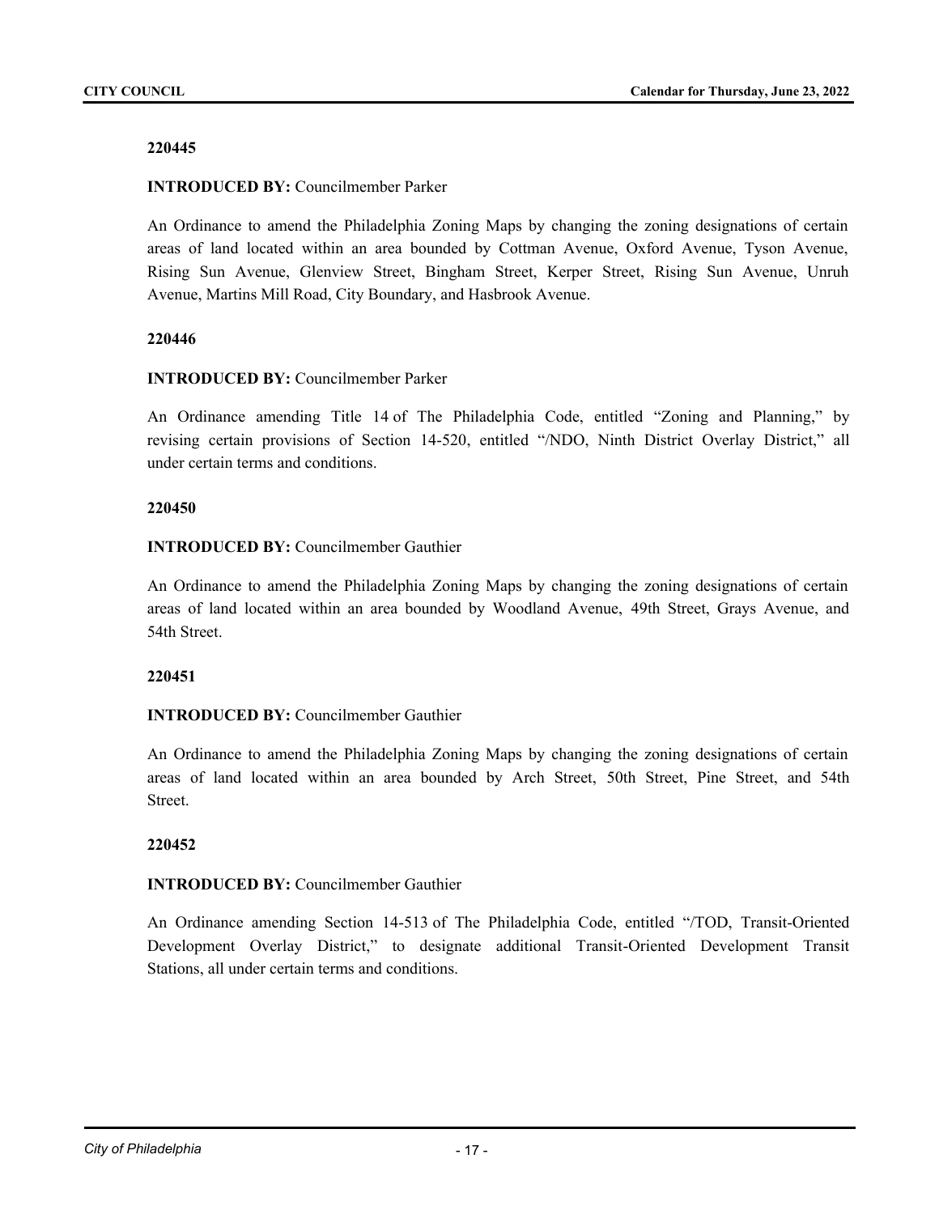**220445**

**INTRODUCED BY:** Councilmember Parker

An Ordinance to amend the Philadelphia Zoning Maps by changing the zoning designations of certain areas of land located within an area bounded by Cottman Avenue, Oxford Avenue, Tyson Avenue, Rising Sun Avenue, Glenview Street, Bingham Street, Kerper Street, Rising Sun Avenue, Unruh Avenue, Martins Mill Road, City Boundary, and Hasbrook Avenue.

**220446**

**INTRODUCED BY:** Councilmember Parker

An Ordinance amending Title 14 of The Philadelphia Code, entitled "Zoning and Planning," by revising certain provisions of Section 14-520, entitled "/NDO, Ninth District Overlay District," all under certain terms and conditions.

**220450**

**INTRODUCED BY:** Councilmember Gauthier

An Ordinance to amend the Philadelphia Zoning Maps by changing the zoning designations of certain areas of land located within an area bounded by Woodland Avenue, 49th Street, Grays Avenue, and 54th Street.

**220451**

**INTRODUCED BY:** Councilmember Gauthier

An Ordinance to amend the Philadelphia Zoning Maps by changing the zoning designations of certain areas of land located within an area bounded by Arch Street, 50th Street, Pine Street, and 54th Street.

**220452**

**INTRODUCED BY:** Councilmember Gauthier

An Ordinance amending Section 14-513 of The Philadelphia Code, entitled "/TOD, Transit-Oriented Development Overlay District," to designate additional Transit-Oriented Development Transit Stations, all under certain terms and conditions.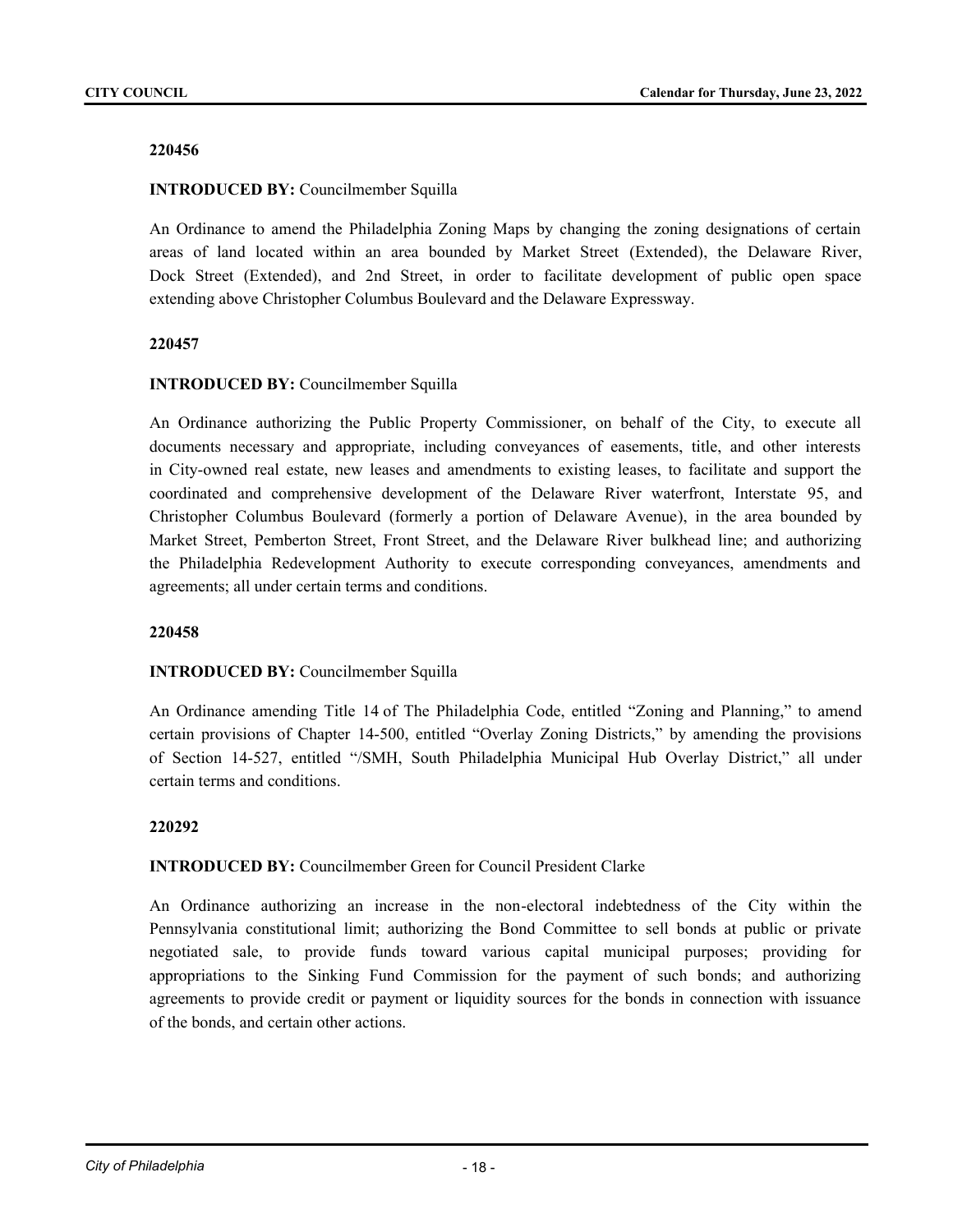**220456**

**INTRODUCED BY:** Councilmember Squilla

An Ordinance to amend the Philadelphia Zoning Maps by changing the zoning designations of certain areas of land located within an area bounded by Market Street (Extended), the Delaware River, Dock Street (Extended), and 2nd Street, in order to facilitate development of public open space extending above Christopher Columbus Boulevard and the Delaware Expressway.

**220457**

**INTRODUCED BY:** Councilmember Squilla

An Ordinance authorizing the Public Property Commissioner, on behalf of the City, to execute all documents necessary and appropriate, including conveyances of easements, title, and other interests in City-owned real estate, new leases and amendments to existing leases, to facilitate and support the coordinated and comprehensive development of the Delaware River waterfront, Interstate 95, and Christopher Columbus Boulevard (formerly a portion of Delaware Avenue), in the area bounded by Market Street, Pemberton Street, Front Street, and the Delaware River bulkhead line; and authorizing the Philadelphia Redevelopment Authority to execute corresponding conveyances, amendments and agreements; all under certain terms and conditions.

**220458**

**INTRODUCED BY:** Councilmember Squilla

An Ordinance amending Title 14 of The Philadelphia Code, entitled "Zoning and Planning," to amend certain provisions of Chapter 14-500, entitled "Overlay Zoning Districts," by amending the provisions of Section 14-527, entitled "/SMH, South Philadelphia Municipal Hub Overlay District," all under certain terms and conditions.

**220292**

**INTRODUCED BY:** Councilmember Green for Council President Clarke

An Ordinance authorizing an increase in the non-electoral indebtedness of the City within the Pennsylvania constitutional limit; authorizing the Bond Committee to sell bonds at public or private negotiated sale, to provide funds toward various capital municipal purposes; providing for appropriations to the Sinking Fund Commission for the payment of such bonds; and authorizing agreements to provide credit or payment or liquidity sources for the bonds in connection with issuance of the bonds, and certain other actions.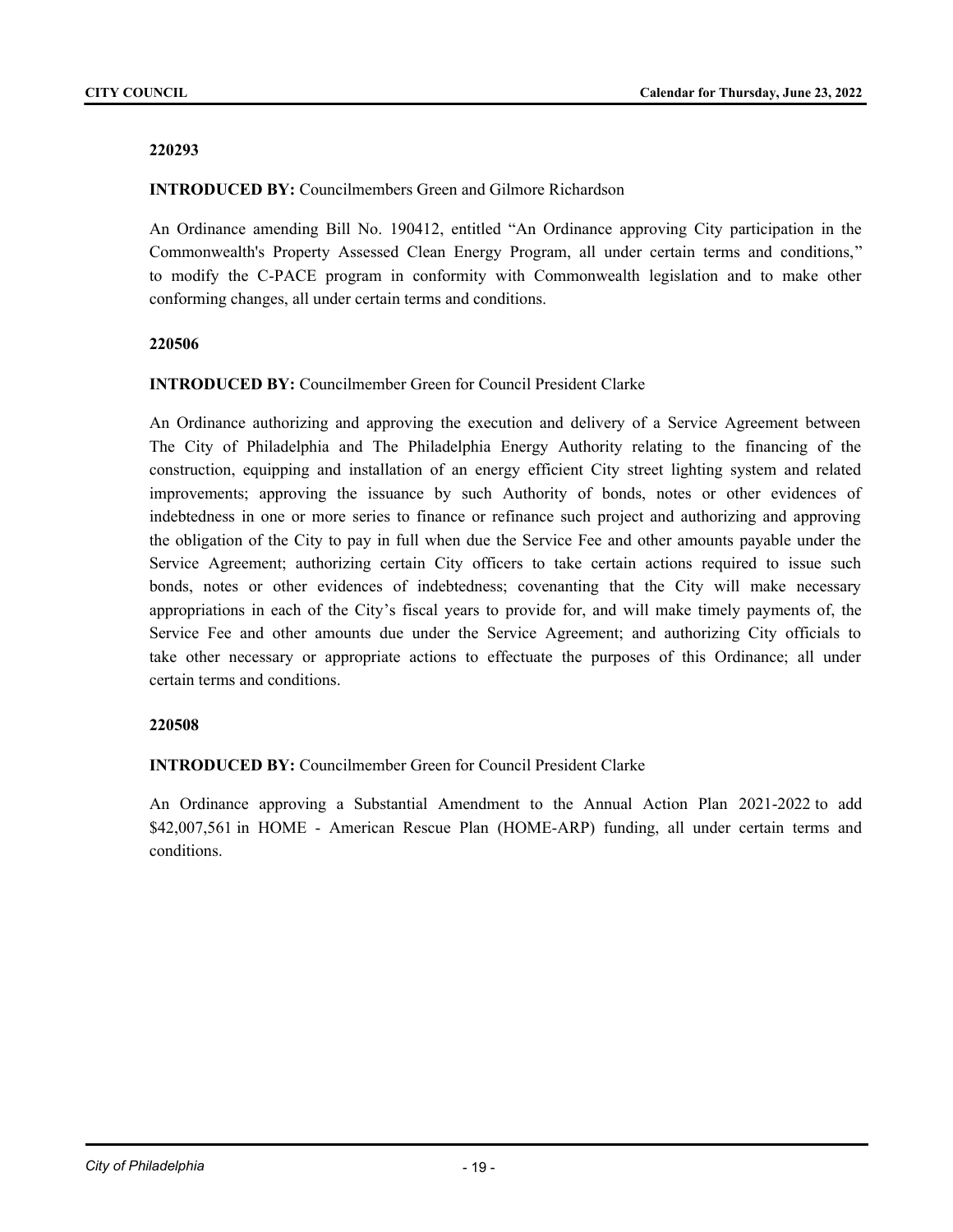**220293**

**INTRODUCED BY:** Councilmembers Green and Gilmore Richardson

An Ordinance amending Bill No. 190412, entitled "An Ordinance approving City participation in the Commonwealth's Property Assessed Clean Energy Program, all under certain terms and conditions," to modify the C-PACE program in conformity with Commonwealth legislation and to make other conforming changes, all under certain terms and conditions.

**220506**

**INTRODUCED BY:** Councilmember Green for Council President Clarke

An Ordinance authorizing and approving the execution and delivery of a Service Agreement between The City of Philadelphia and The Philadelphia Energy Authority relating to the financing of the construction, equipping and installation of an energy efficient City street lighting system and related improvements; approving the issuance by such Authority of bonds, notes or other evidences of indebtedness in one or more series to finance or refinance such project and authorizing and approving the obligation of the City to pay in full when due the Service Fee and other amounts payable under the Service Agreement; authorizing certain City officers to take certain actions required to issue such bonds, notes or other evidences of indebtedness; covenanting that the City will make necessary appropriations in each of the City's fiscal years to provide for, and will make timely payments of, the Service Fee and other amounts due under the Service Agreement; and authorizing City officials to take other necessary or appropriate actions to effectuate the purposes of this Ordinance; all under certain terms and conditions.

**220508**

**INTRODUCED BY:** Councilmember Green for Council President Clarke

An Ordinance approving a Substantial Amendment to the Annual Action Plan 2021-2022 to add $42,007,561 in HOME - American Rescue Plan (HOME-ARP) funding, all under certain terms and conditions.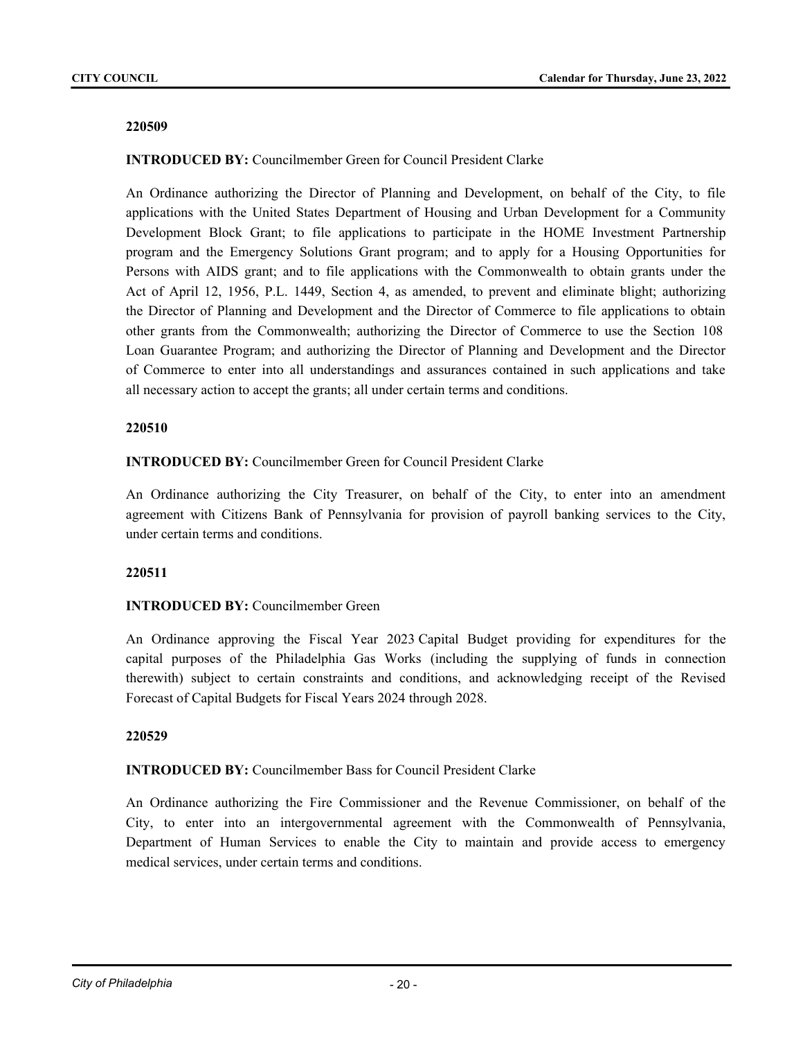**220509**

**INTRODUCED BY:** Councilmember Green for Council President Clarke

An Ordinance authorizing the Director of Planning and Development, on behalf of the City, to file applications with the United States Department of Housing and Urban Development for a Community Development Block Grant; to file applications to participate in the HOME Investment Partnership program and the Emergency Solutions Grant program; and to apply for a Housing Opportunities for Persons with AIDS grant; and to file applications with the Commonwealth to obtain grants under the Act of April 12, 1956, P.L. 1449, Section 4, as amended, to prevent and eliminate blight; authorizing the Director of Planning and Development and the Director of Commerce to file applications to obtain other grants from the Commonwealth; authorizing the Director of Commerce to use the Section 108 Loan Guarantee Program; and authorizing the Director of Planning and Development and the Director of Commerce to enter into all understandings and assurances contained in such applications and take all necessary action to accept the grants; all under certain terms and conditions.

**220510**

**INTRODUCED BY:** Councilmember Green for Council President Clarke

An Ordinance authorizing the City Treasurer, on behalf of the City, to enter into an amendment agreement with Citizens Bank of Pennsylvania for provision of payroll banking services to the City, under certain terms and conditions.

**220511**

**INTRODUCED BY:** Councilmember Green

An Ordinance approving the Fiscal Year 2023 Capital Budget providing for expenditures for the capital purposes of the Philadelphia Gas Works (including the supplying of funds in connection therewith) subject to certain constraints and conditions, and acknowledging receipt of the Revised Forecast of Capital Budgets for Fiscal Years 2024 through 2028.

**220529**

**INTRODUCED BY:** Councilmember Bass for Council President Clarke

An Ordinance authorizing the Fire Commissioner and the Revenue Commissioner, on behalf of the City, to enter into an intergovernmental agreement with the Commonwealth of Pennsylvania, Department of Human Services to enable the City to maintain and provide access to emergency medical services, under certain terms and conditions.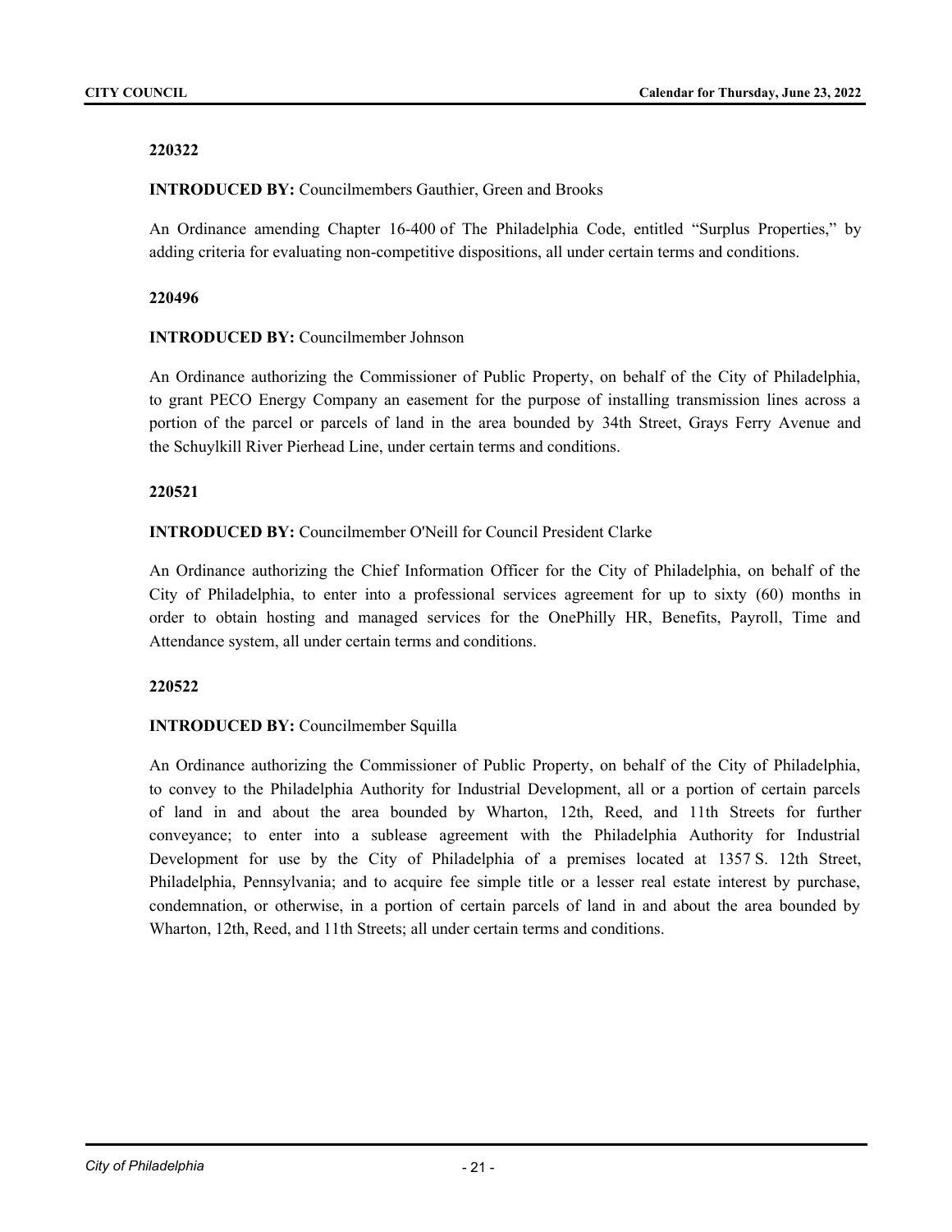**220322**

**INTRODUCED BY:** Councilmembers Gauthier, Green and Brooks

An Ordinance amending Chapter 16-400 of The Philadelphia Code, entitled “Surplus Properties,” by adding criteria for evaluating non-competitive dispositions, all under certain terms and conditions.

**220496**

**INTRODUCED BY:** Councilmember Johnson

An Ordinance authorizing the Commissioner of Public Property, on behalf of the City of Philadelphia, to grant PECO Energy Company an easement for the purpose of installing transmission lines across a portion of the parcel or parcels of land in the area bounded by 34th Street, Grays Ferry Avenue and the Schuylkill River Pierhead Line, under certain terms and conditions.

**220521**

**INTRODUCED BY:** Councilmember O'Neill for Council President Clarke

An Ordinance authorizing the Chief Information Officer for the City of Philadelphia, on behalf of the City of Philadelphia, to enter into a professional services agreement for up to sixty (60) months in order to obtain hosting and managed services for the OnePhilly HR, Benefits, Payroll, Time and Attendance system, all under certain terms and conditions.

**220522**

**INTRODUCED BY:** Councilmember Squilla

An Ordinance authorizing the Commissioner of Public Property, on behalf of the City of Philadelphia, to convey to the Philadelphia Authority for Industrial Development, all or a portion of certain parcels of land in and about the area bounded by Wharton, 12th, Reed, and 11th Streets for further conveyance; to enter into a sublease agreement with the Philadelphia Authority for Industrial Development for use by the City of Philadelphia of a premises located at 1357 S. 12th Street, Philadelphia, Pennsylvania; and to acquire fee simple title or a lesser real estate interest by purchase, condemnation, or otherwise, in a portion of certain parcels of land in and about the area bounded by Wharton, 12th, Reed, and 11th Streets; all under certain terms and conditions.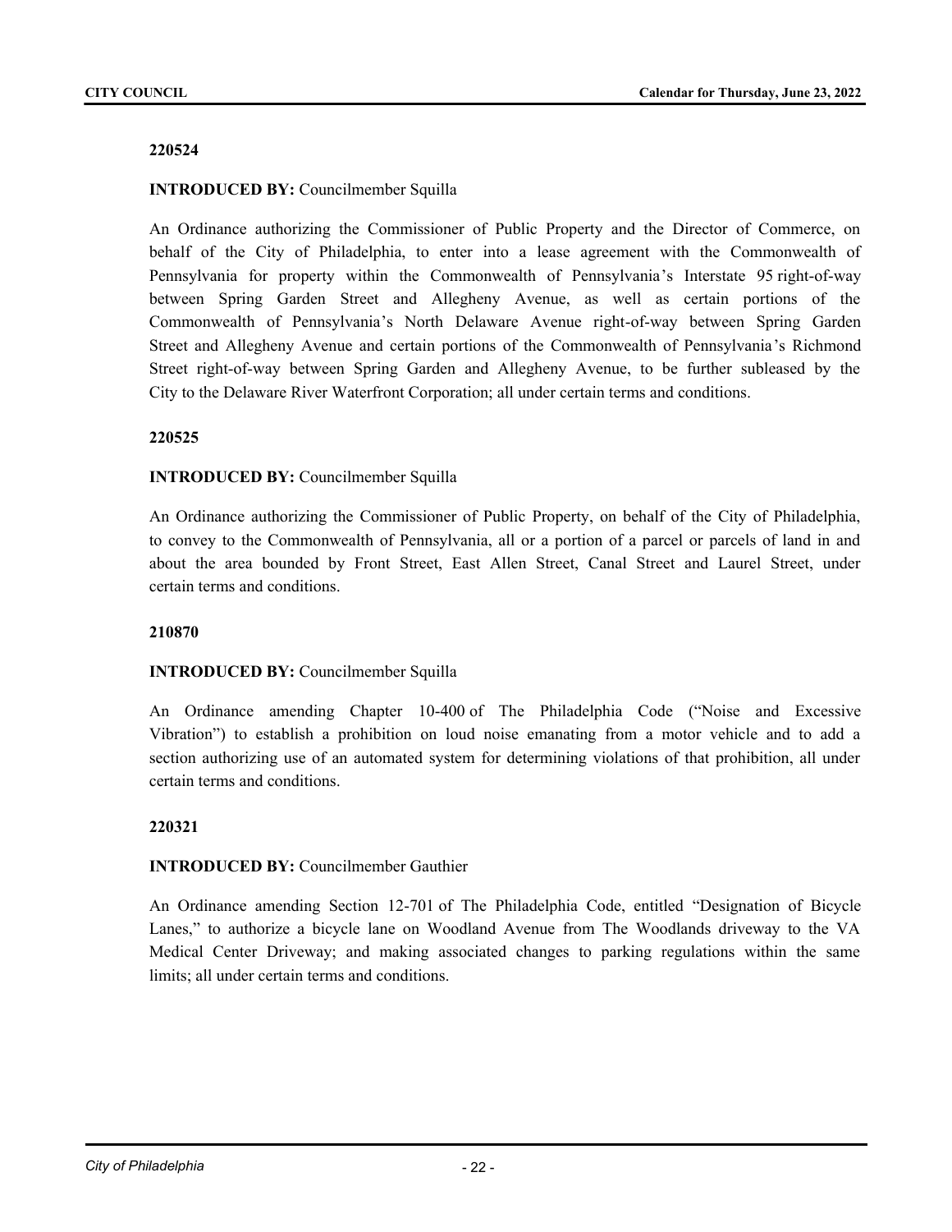**220524**

**INTRODUCED BY:** Councilmember Squilla

An Ordinance authorizing the Commissioner of Public Property and the Director of Commerce, on behalf of the City of Philadelphia, to enter into a lease agreement with the Commonwealth of Pennsylvania for property within the Commonwealth of Pennsylvania's Interstate 95 right-of-way between Spring Garden Street and Allegheny Avenue, as well as certain portions of the Commonwealth of Pennsylvania's North Delaware Avenue right-of-way between Spring Garden Street and Allegheny Avenue and certain portions of the Commonwealth of Pennsylvania's Richmond Street right-of-way between Spring Garden and Allegheny Avenue, to be further subleased by the City to the Delaware River Waterfront Corporation; all under certain terms and conditions.

**220525**

**INTRODUCED BY:** Councilmember Squilla

An Ordinance authorizing the Commissioner of Public Property, on behalf of the City of Philadelphia, to convey to the Commonwealth of Pennsylvania, all or a portion of a parcel or parcels of land in and about the area bounded by Front Street, East Allen Street, Canal Street and Laurel Street, under certain terms and conditions.

**210870**

**INTRODUCED BY:** Councilmember Squilla

An Ordinance amending Chapter 10-400 of The Philadelphia Code ("Noise and Excessive Vibration") to establish a prohibition on loud noise emanating from a motor vehicle and to add a section authorizing use of an automated system for determining violations of that prohibition, all under certain terms and conditions.

**220321**

**INTRODUCED BY:** Councilmember Gauthier

An Ordinance amending Section 12-701 of The Philadelphia Code, entitled "Designation of Bicycle Lanes," to authorize a bicycle lane on Woodland Avenue from The Woodlands driveway to the VA Medical Center Driveway; and making associated changes to parking regulations within the same limits; all under certain terms and conditions.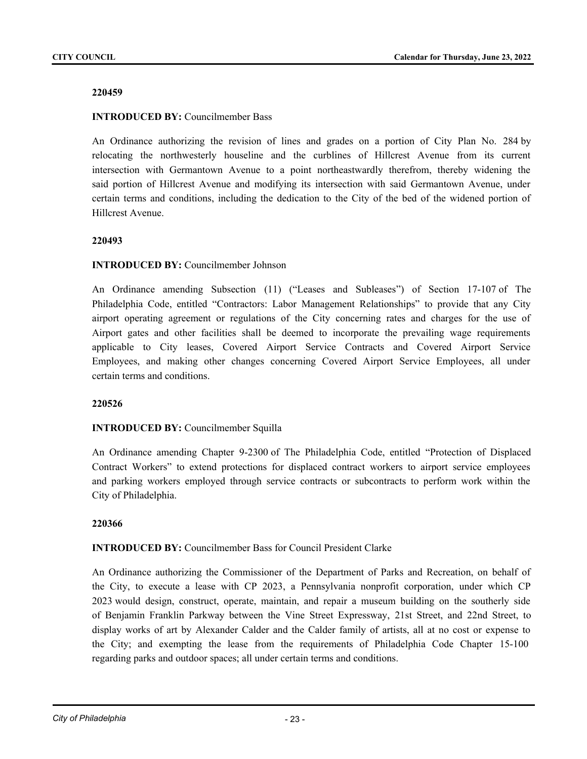**220459**

**INTRODUCED BY:** Councilmember Bass

An Ordinance authorizing the revision of lines and grades on a portion of City Plan No. 284 by relocating the northwesterly houseline and the curblines of Hillcrest Avenue from its current intersection with Germantown Avenue to a point northeastwardly therefrom, thereby widening the said portion of Hillcrest Avenue and modifying its intersection with said Germantown Avenue, under certain terms and conditions, including the dedication to the City of the bed of the widened portion of Hillcrest Avenue.

**220493**

**INTRODUCED BY:** Councilmember Johnson

An Ordinance amending Subsection (11) ("Leases and Subleases") of Section 17-107 of The Philadelphia Code, entitled "Contractors: Labor Management Relationships" to provide that any City airport operating agreement or regulations of the City concerning rates and charges for the use of Airport gates and other facilities shall be deemed to incorporate the prevailing wage requirements applicable to City leases, Covered Airport Service Contracts and Covered Airport Service Employees, and making other changes concerning Covered Airport Service Employees, all under certain terms and conditions.

**220526**

**INTRODUCED BY:** Councilmember Squilla

An Ordinance amending Chapter 9-2300 of The Philadelphia Code, entitled "Protection of Displaced Contract Workers" to extend protections for displaced contract workers to airport service employees and parking workers employed through service contracts or subcontracts to perform work within the City of Philadelphia.

**220366**

**INTRODUCED BY:** Councilmember Bass for Council President Clarke

An Ordinance authorizing the Commissioner of the Department of Parks and Recreation, on behalf of the City, to execute a lease with CP 2023, a Pennsylvania nonprofit corporation, under which CP 2023 would design, construct, operate, maintain, and repair a museum building on the southerly side of Benjamin Franklin Parkway between the Vine Street Expressway, 21st Street, and 22nd Street, to display works of art by Alexander Calder and the Calder family of artists, all at no cost or expense to the City; and exempting the lease from the requirements of Philadelphia Code Chapter 15-100 regarding parks and outdoor spaces; all under certain terms and conditions.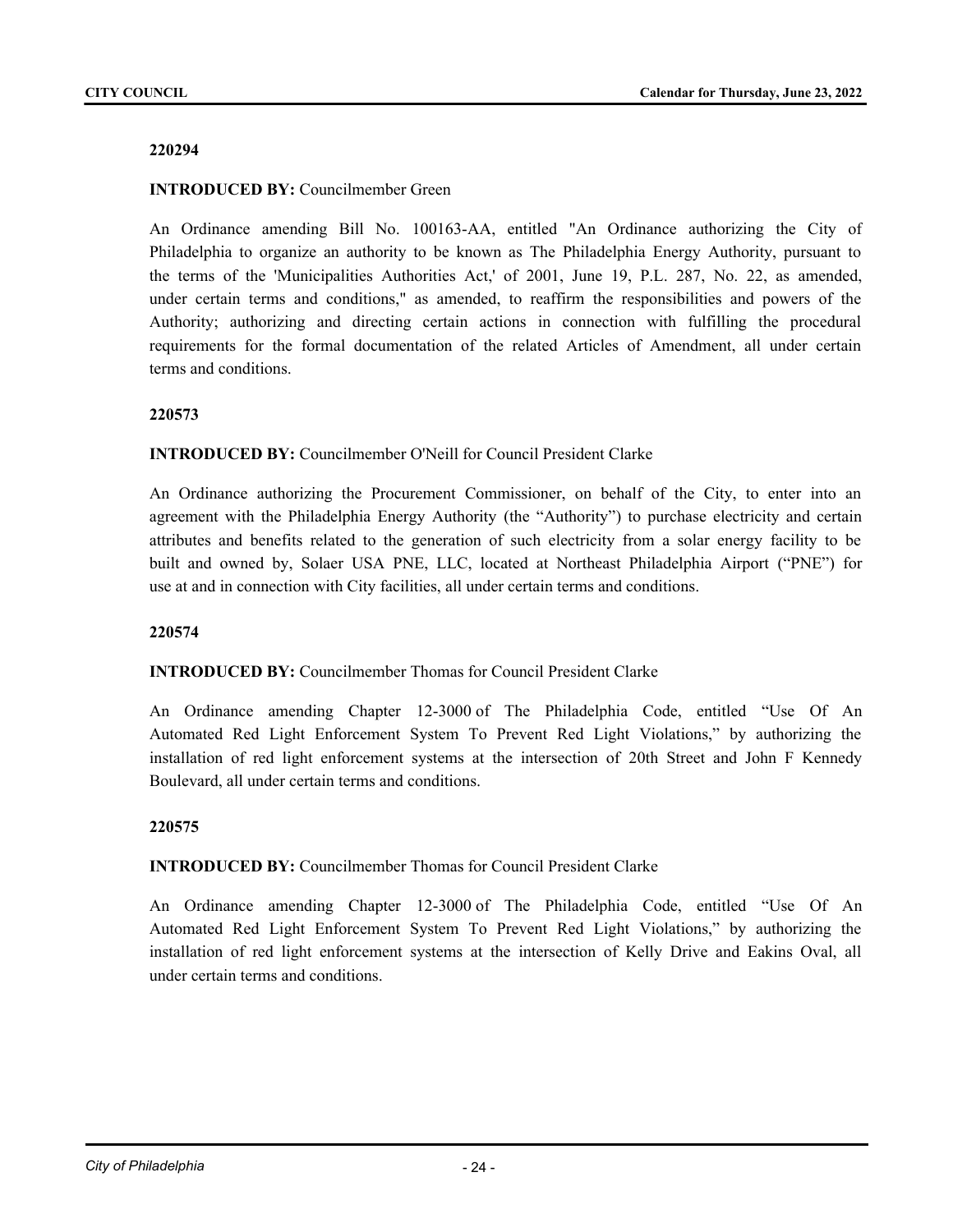**220294**

**INTRODUCED BY:** Councilmember Green

An Ordinance amending Bill No. 100163-AA, entitled "An Ordinance authorizing the City of Philadelphia to organize an authority to be known as The Philadelphia Energy Authority, pursuant to the terms of the 'Municipalities Authorities Act,' of 2001, June 19, P.L. 287, No. 22, as amended, under certain terms and conditions," as amended, to reaffirm the responsibilities and powers of the Authority; authorizing and directing certain actions in connection with fulfilling the procedural requirements for the formal documentation of the related Articles of Amendment, all under certain terms and conditions.

**220573**

**INTRODUCED BY:** Councilmember O'Neill for Council President Clarke

An Ordinance authorizing the Procurement Commissioner, on behalf of the City, to enter into an agreement with the Philadelphia Energy Authority (the "Authority") to purchase electricity and certain attributes and benefits related to the generation of such electricity from a solar energy facility to be built and owned by, Solaer USA PNE, LLC, located at Northeast Philadelphia Airport ("PNE") for use at and in connection with City facilities, all under certain terms and conditions.

**220574**

**INTRODUCED BY:** Councilmember Thomas for Council President Clarke

An Ordinance amending Chapter 12-3000 of The Philadelphia Code, entitled "Use Of An Automated Red Light Enforcement System To Prevent Red Light Violations," by authorizing the installation of red light enforcement systems at the intersection of 20th Street and John F Kennedy Boulevard, all under certain terms and conditions.

**220575**

**INTRODUCED BY:** Councilmember Thomas for Council President Clarke

An Ordinance amending Chapter 12-3000 of The Philadelphia Code, entitled "Use Of An Automated Red Light Enforcement System To Prevent Red Light Violations," by authorizing the installation of red light enforcement systems at the intersection of Kelly Drive and Eakins Oval, all under certain terms and conditions.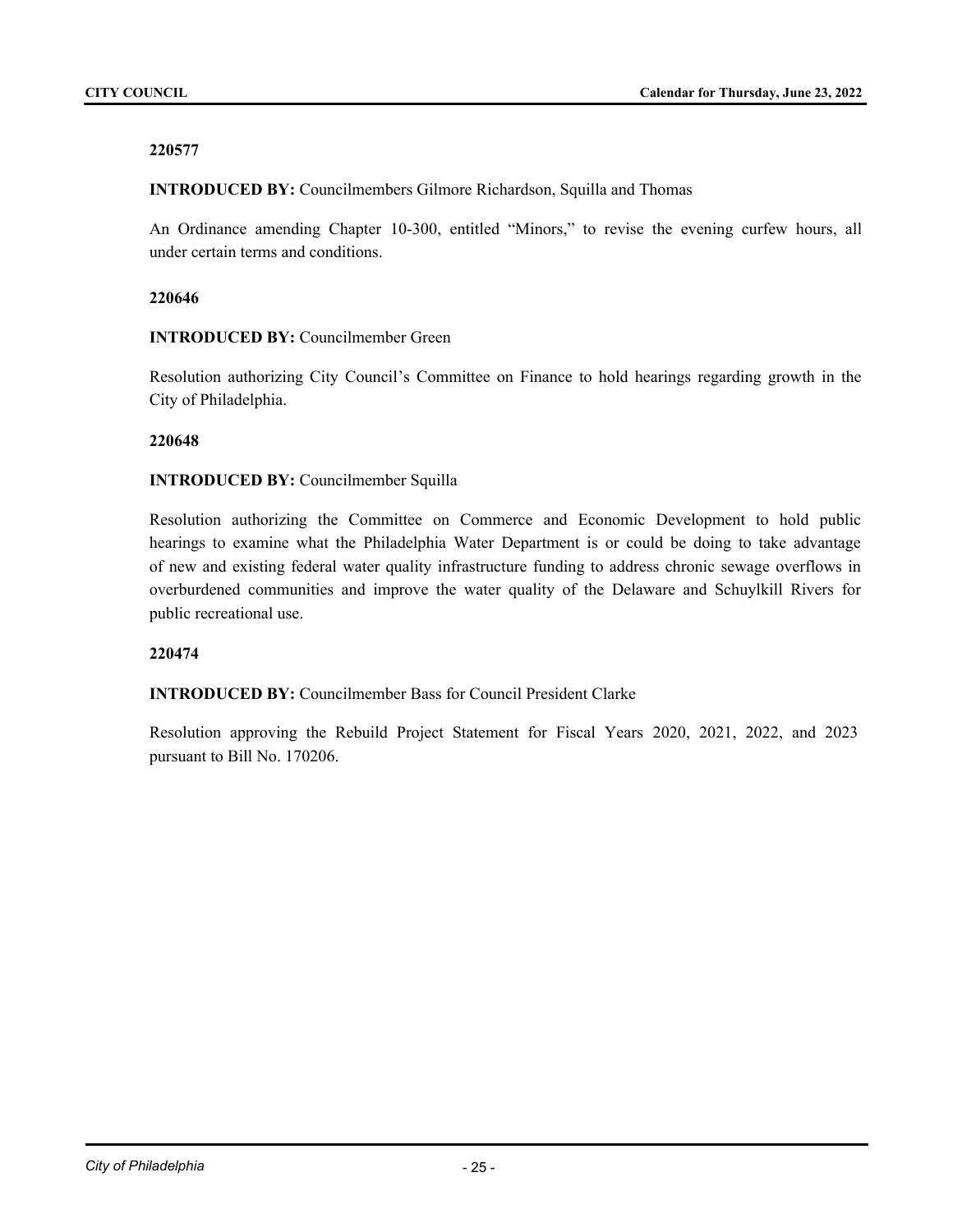**220577**

**INTRODUCED BY:** Councilmembers Gilmore Richardson, Squilla and Thomas

An Ordinance amending Chapter 10-300, entitled "Minors," to revise the evening curfew hours, all under certain terms and conditions.

**220646**

**INTRODUCED BY:** Councilmember Green

Resolution authorizing City Council's Committee on Finance to hold hearings regarding growth in the City of Philadelphia.

**220648**

**INTRODUCED BY:** Councilmember Squilla

Resolution authorizing the Committee on Commerce and Economic Development to hold public hearings to examine what the Philadelphia Water Department is or could be doing to take advantage of new and existing federal water quality infrastructure funding to address chronic sewage overflows in overburdened communities and improve the water quality of the Delaware and Schuylkill Rivers for public recreational use.

**220474**

**INTRODUCED BY:** Councilmember Bass for Council President Clarke

Resolution approving the Rebuild Project Statement for Fiscal Years 2020, 2021, 2022, and 2023 pursuant to Bill No. 170206.